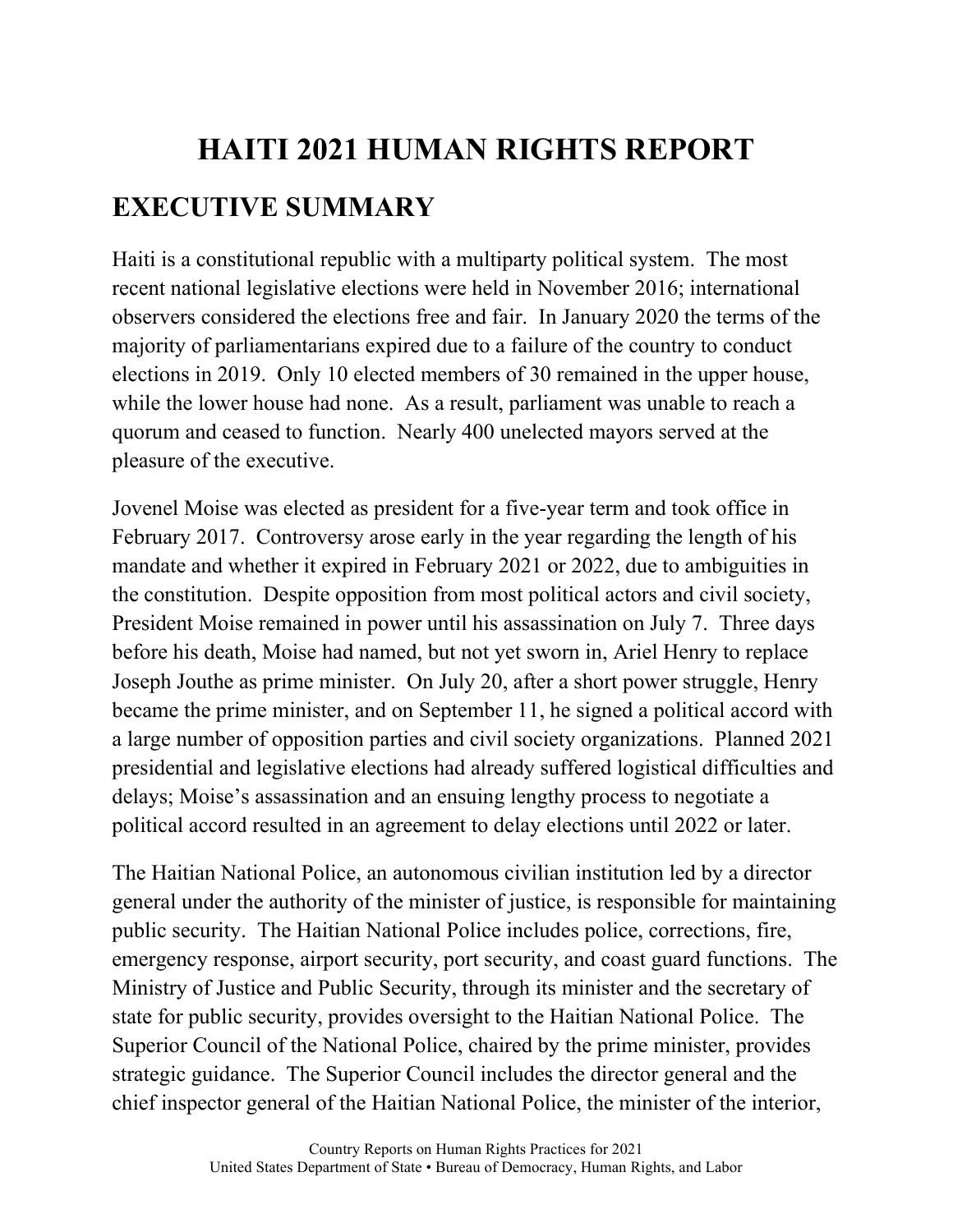# HAITI 2021 HUMAN RIGHTS REPORT

## EXECUTIVE SUMMARY

Haiti is a constitutional republic with a multiparty political system. The most recent national legislative elections were held in November 2016; international observers considered the elections free and fair. In January 2020 the terms of the majority of parliamentarians expired due to a failure of the country to conduct elections in 2019. Only 10 elected members of 30 remained in the upper house, while the lower house had none. As a result, parliament was unable to reach a quorum and ceased to function. Nearly 400 unelected mayors served at the pleasure of the executive.

Jovenel Moise was elected as president for a five-year term and took office in February 2017. Controversy arose early in the year regarding the length of his mandate and whether it expired in February 2021 or 2022, due to ambiguities in the constitution. Despite opposition from most political actors and civil society, President Moise remained in power until his assassination on July 7. Three days before his death, Moise had named, but not yet sworn in, Ariel Henry to replace Joseph Jouthe as prime minister. On July 20, after a short power struggle, Henry became the prime minister, and on September 11, he signed a political accord with a large number of opposition parties and civil society organizations. Planned 2021 presidential and legislative elections had already suffered logistical difficulties and delays; Moise's assassination and an ensuing lengthy process to negotiate a political accord resulted in an agreement to delay elections until 2022 or later.

The Haitian National Police, an autonomous civilian institution led by a director general under the authority of the minister of justice, is responsible for maintaining public security. The Haitian National Police includes police, corrections, fire, emergency response, airport security, port security, and coast guard functions. The Ministry of Justice and Public Security, through its minister and the secretary of state for public security, provides oversight to the Haitian National Police. The Superior Council of the National Police, chaired by the prime minister, provides strategic guidance. The Superior Council includes the director general and the chief inspector general of the Haitian National Police, the minister of the interior,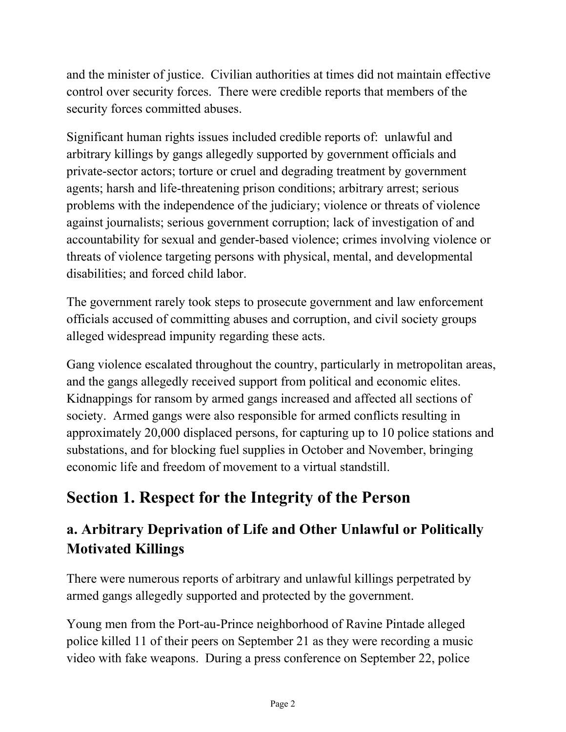and the minister of justice. Civilian authorities at times did not maintain effective control over security forces. There were credible reports that members of the security forces committed abuses.

Significant human rights issues included credible reports of: unlawful and arbitrary killings by gangs allegedly supported by government officials and private-sector actors; torture or cruel and degrading treatment by government agents; harsh and life-threatening prison conditions; arbitrary arrest; serious problems with the independence of the judiciary; violence or threats of violence against journalists; serious government corruption; lack of investigation of and accountability for sexual and gender-based violence; crimes involving violence or threats of violence targeting persons with physical, mental, and developmental disabilities; and forced child labor.

The government rarely took steps to prosecute government and law enforcement officials accused of committing abuses and corruption, and civil society groups alleged widespread impunity regarding these acts.

Gang violence escalated throughout the country, particularly in metropolitan areas, and the gangs allegedly received support from political and economic elites. Kidnappings for ransom by armed gangs increased and affected all sections of society. Armed gangs were also responsible for armed conflicts resulting in approximately 20,000 displaced persons, for capturing up to 10 police stations and substations, and for blocking fuel supplies in October and November, bringing economic life and freedom of movement to a virtual standstill.

## Section 1. Respect for the Integrity of the Person

### a. Arbitrary Deprivation of Life and Other Unlawful or Politically Motivated Killings

There were numerous reports of arbitrary and unlawful killings perpetrated by armed gangs allegedly supported and protected by the government.

Young men from the Port-au-Prince neighborhood of Ravine Pintade alleged police killed 11 of their peers on September 21 as they were recording a music video with fake weapons. During a press conference on September 22, police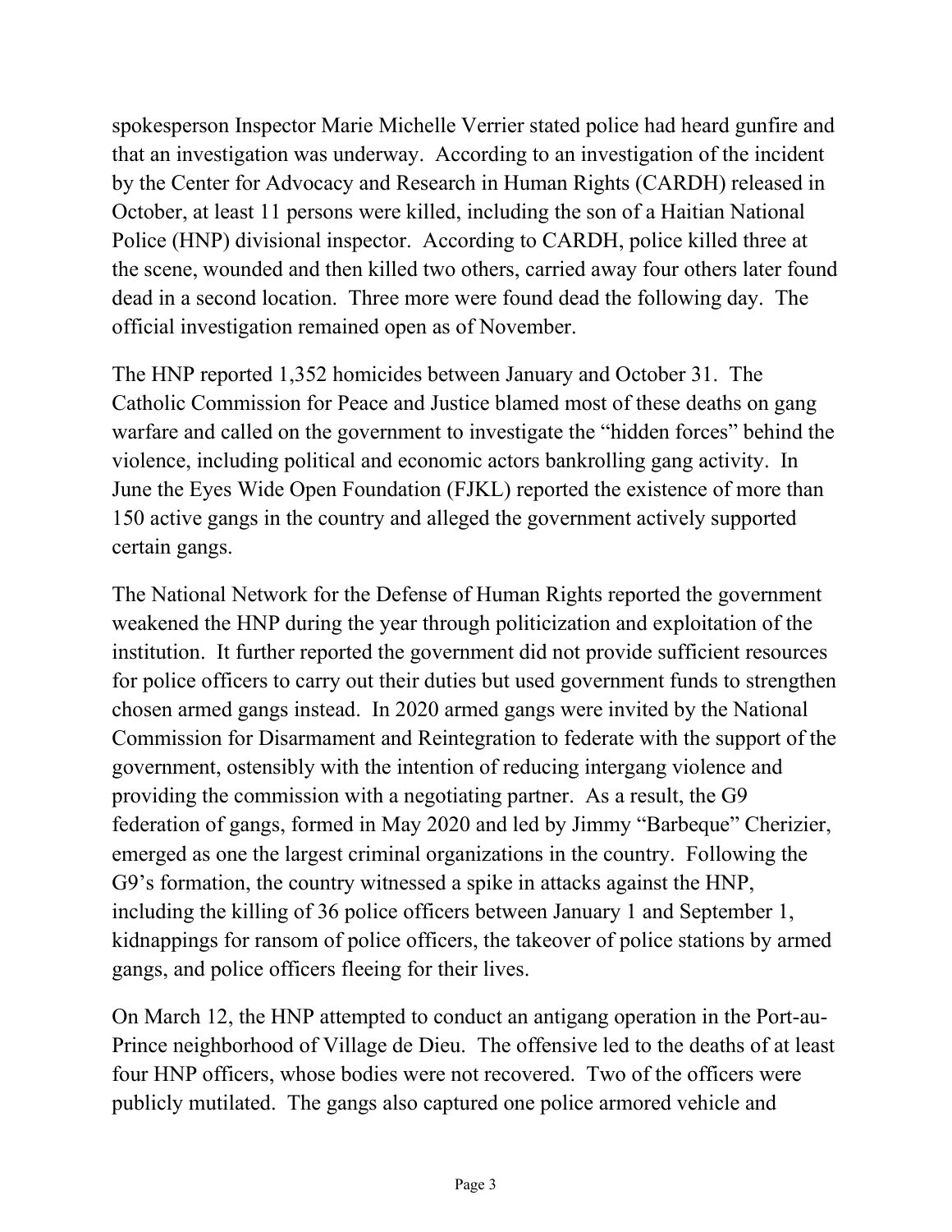spokesperson Inspector Marie Michelle Verrier stated police had heard gunfire and that an investigation was underway. According to an investigation of the incident by the Center for Advocacy and Research in Human Rights (CARDH) released in October, at least 11 persons were killed, including the son of a Haitian National Police (HNP) divisional inspector. According to CARDH, police killed three at the scene, wounded and then killed two others, carried away four others later found dead in a second location. Three more were found dead the following day. The official investigation remained open as of November.

The HNP reported 1,352 homicides between January and October 31. The Catholic Commission for Peace and Justice blamed most of these deaths on gang warfare and called on the government to investigate the "hidden forces" behind the violence, including political and economic actors bankrolling gang activity. In June the Eyes Wide Open Foundation (FJKL) reported the existence of more than 150 active gangs in the country and alleged the government actively supported certain gangs.

The National Network for the Defense of Human Rights reported the government weakened the HNP during the year through politicization and exploitation of the institution. It further reported the government did not provide sufficient resources for police officers to carry out their duties but used government funds to strengthen chosen armed gangs instead. In 2020 armed gangs were invited by the National Commission for Disarmament and Reintegration to federate with the support of the government, ostensibly with the intention of reducing intergang violence and providing the commission with a negotiating partner. As a result, the G9 federation of gangs, formed in May 2020 and led by Jimmy "Barbeque" Cherizier, emerged as one the largest criminal organizations in the country. Following the G9's formation, the country witnessed a spike in attacks against the HNP, including the killing of 36 police officers between January 1 and September 1, kidnappings for ransom of police officers, the takeover of police stations by armed gangs, and police officers fleeing for their lives.

On March 12, the HNP attempted to conduct an antigang operation in the Port-au-Prince neighborhood of Village de Dieu. The offensive led to the deaths of at least four HNP officers, whose bodies were not recovered. Two of the officers were publicly mutilated. The gangs also captured one police armored vehicle and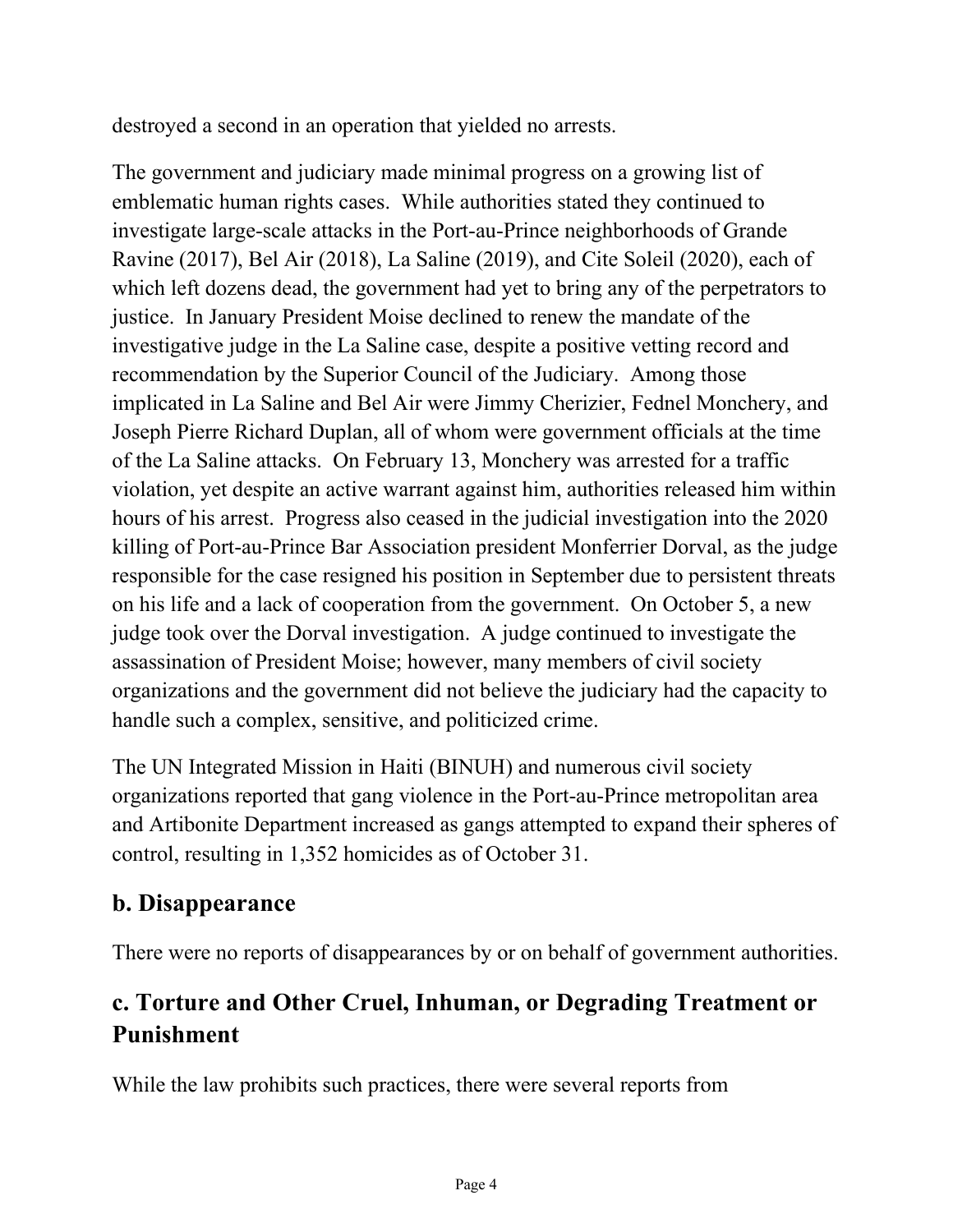destroyed a second in an operation that yielded no arrests.

The government and judiciary made minimal progress on a growing list of emblematic human rights cases. While authorities stated they continued to investigate large-scale attacks in the Port-au-Prince neighborhoods of Grande Ravine (2017), Bel Air (2018), La Saline (2019), and Cite Soleil (2020), each of which left dozens dead, the government had yet to bring any of the perpetrators to justice. In January President Moise declined to renew the mandate of the investigative judge in the La Saline case, despite a positive vetting record and recommendation by the Superior Council of the Judiciary. Among those implicated in La Saline and Bel Air were Jimmy Cherizier, Fednel Monchery, and Joseph Pierre Richard Duplan, all of whom were government officials at the time of the La Saline attacks. On February 13, Monchery was arrested for a traffic violation, yet despite an active warrant against him, authorities released him within hours of his arrest. Progress also ceased in the judicial investigation into the 2020 killing of Port-au-Prince Bar Association president Monferrier Dorval, as the judge responsible for the case resigned his position in September due to persistent threats on his life and a lack of cooperation from the government. On October 5, a new judge took over the Dorval investigation. A judge continued to investigate the assassination of President Moise; however, many members of civil society organizations and the government did not believe the judiciary had the capacity to handle such a complex, sensitive, and politicized crime.

The UN Integrated Mission in Haiti (BINUH) and numerous civil society organizations reported that gang violence in the Port-au-Prince metropolitan area and Artibonite Department increased as gangs attempted to expand their spheres of control, resulting in 1,352 homicides as of October 31.

## b. Disappearance

There were no reports of disappearances by or on behalf of government authorities.

## c. Torture and Other Cruel, Inhuman, or Degrading Treatment or Punishment

While the law prohibits such practices, there were several reports from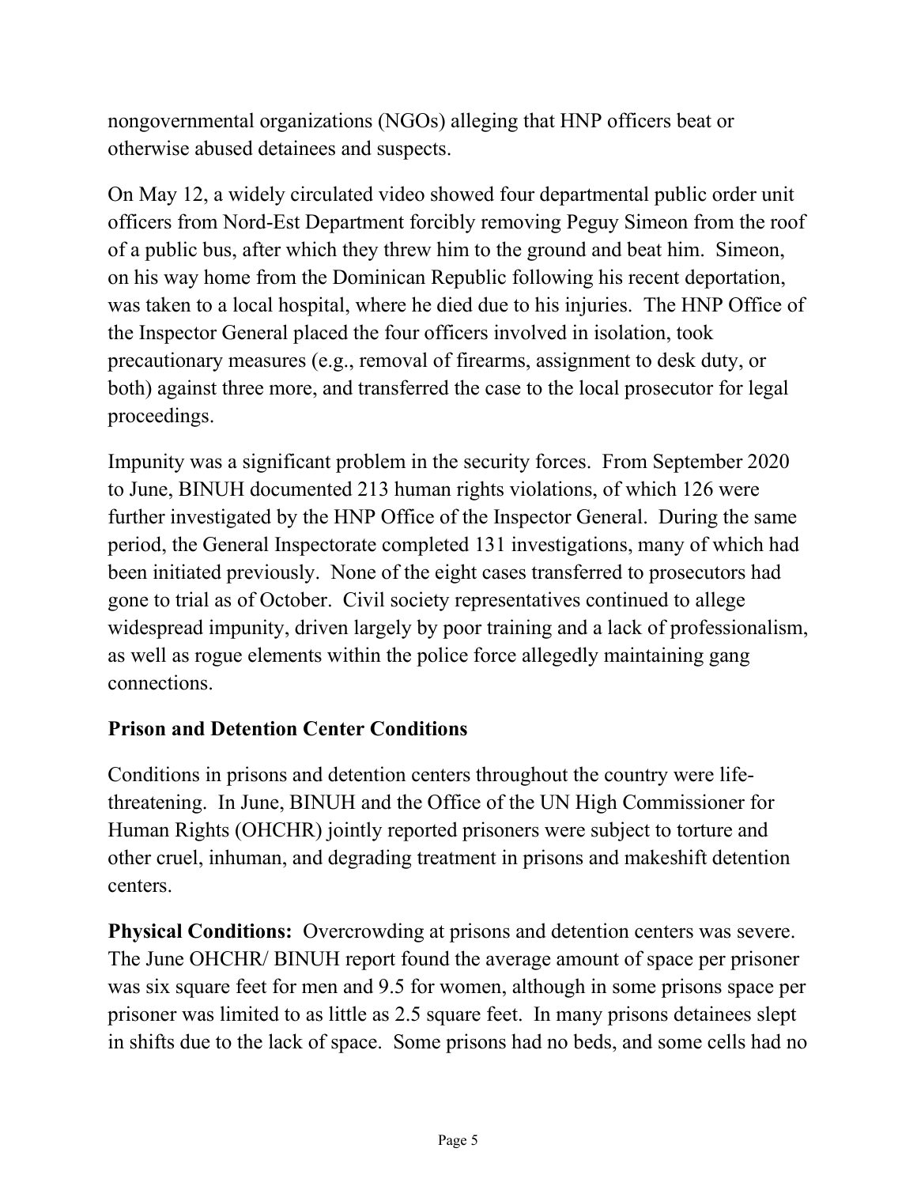nongovernmental organizations (NGOs) alleging that HNP officers beat or otherwise abused detainees and suspects.

On May 12, a widely circulated video showed four departmental public order unit officers from Nord-Est Department forcibly removing Peguy Simeon from the roof of a public bus, after which they threw him to the ground and beat him. Simeon, on his way home from the Dominican Republic following his recent deportation, was taken to a local hospital, where he died due to his injuries. The HNP Office of the Inspector General placed the four officers involved in isolation, took precautionary measures (e.g., removal of firearms, assignment to desk duty, or both) against three more, and transferred the case to the local prosecutor for legal proceedings.

Impunity was a significant problem in the security forces. From September 2020 to June, BINUH documented 213 human rights violations, of which 126 were further investigated by the HNP Office of the Inspector General. During the same period, the General Inspectorate completed 131 investigations, many of which had been initiated previously. None of the eight cases transferred to prosecutors had gone to trial as of October. Civil society representatives continued to allege widespread impunity, driven largely by poor training and a lack of professionalism, as well as rogue elements within the police force allegedly maintaining gang connections.

### Prison and Detention Center Conditions

Conditions in prisons and detention centers throughout the country were life-threatening. In June, BINUH and the Office of the UN High Commissioner for Human Rights (OHCHR) jointly reported prisoners were subject to torture and other cruel, inhuman, and degrading treatment in prisons and makeshift detention centers.

**Physical Conditions:** Overcrowding at prisons and detention centers was severe. The June OHCHR/ BINUH report found the average amount of space per prisoner was six square feet for men and 9.5 for women, although in some prisons space per prisoner was limited to as little as 2.5 square feet. In many prisons detainees slept in shifts due to the lack of space. Some prisons had no beds, and some cells had no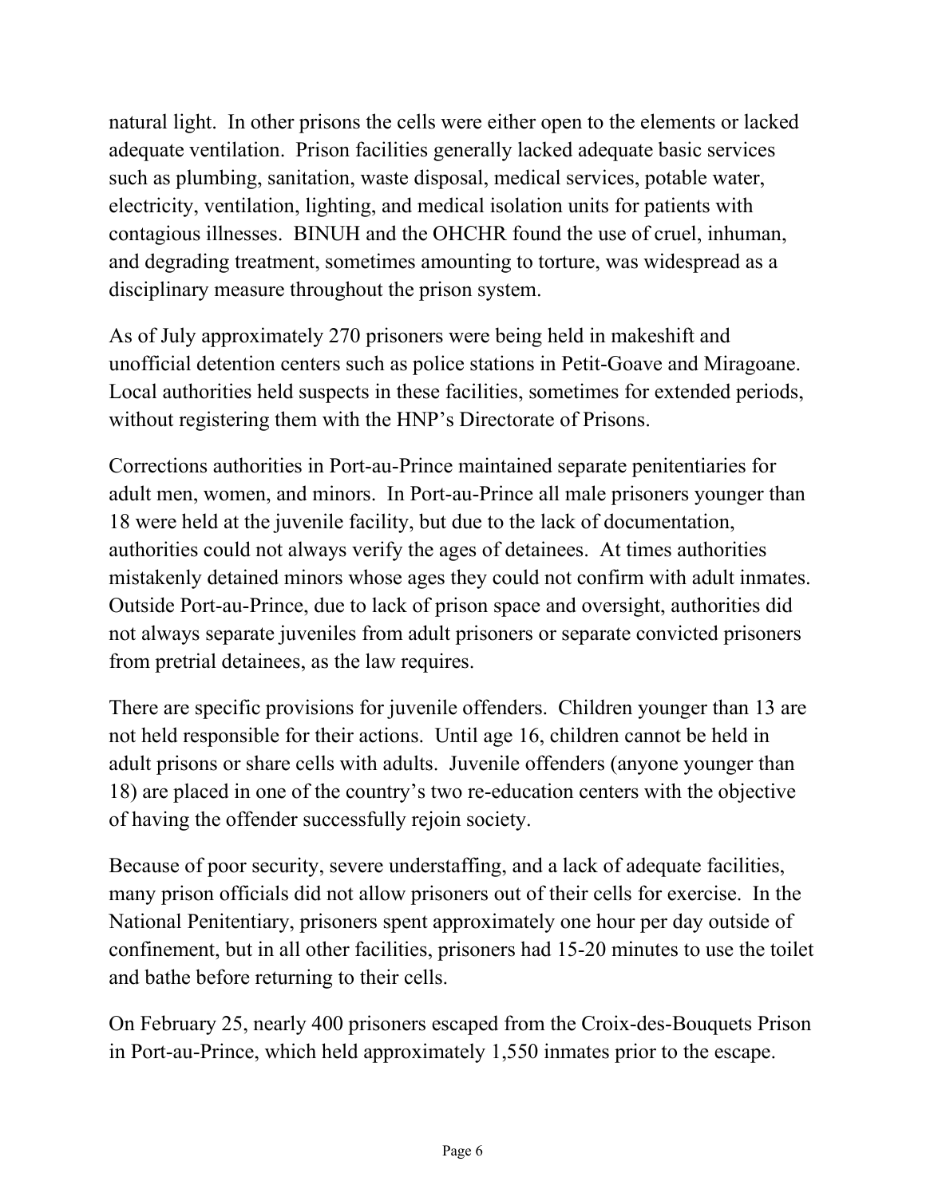natural light. In other prisons the cells were either open to the elements or lacked adequate ventilation. Prison facilities generally lacked adequate basic services such as plumbing, sanitation, waste disposal, medical services, potable water, electricity, ventilation, lighting, and medical isolation units for patients with contagious illnesses. BINUH and the OHCHR found the use of cruel, inhuman, and degrading treatment, sometimes amounting to torture, was widespread as a disciplinary measure throughout the prison system.

As of July approximately 270 prisoners were being held in makeshift and unofficial detention centers such as police stations in Petit-Goave and Miragoane. Local authorities held suspects in these facilities, sometimes for extended periods, without registering them with the HNP's Directorate of Prisons.

Corrections authorities in Port-au-Prince maintained separate penitentiaries for adult men, women, and minors. In Port-au-Prince all male prisoners younger than 18 were held at the juvenile facility, but due to the lack of documentation, authorities could not always verify the ages of detainees. At times authorities mistakenly detained minors whose ages they could not confirm with adult inmates. Outside Port-au-Prince, due to lack of prison space and oversight, authorities did not always separate juveniles from adult prisoners or separate convicted prisoners from pretrial detainees, as the law requires.

There are specific provisions for juvenile offenders. Children younger than 13 are not held responsible for their actions. Until age 16, children cannot be held in adult prisons or share cells with adults. Juvenile offenders (anyone younger than 18) are placed in one of the country's two re-education centers with the objective of having the offender successfully rejoin society.

Because of poor security, severe understaffing, and a lack of adequate facilities, many prison officials did not allow prisoners out of their cells for exercise. In the National Penitentiary, prisoners spent approximately one hour per day outside of confinement, but in all other facilities, prisoners had 15-20 minutes to use the toilet and bathe before returning to their cells.

On February 25, nearly 400 prisoners escaped from the Croix-des-Bouquets Prison in Port-au-Prince, which held approximately 1,550 inmates prior to the escape.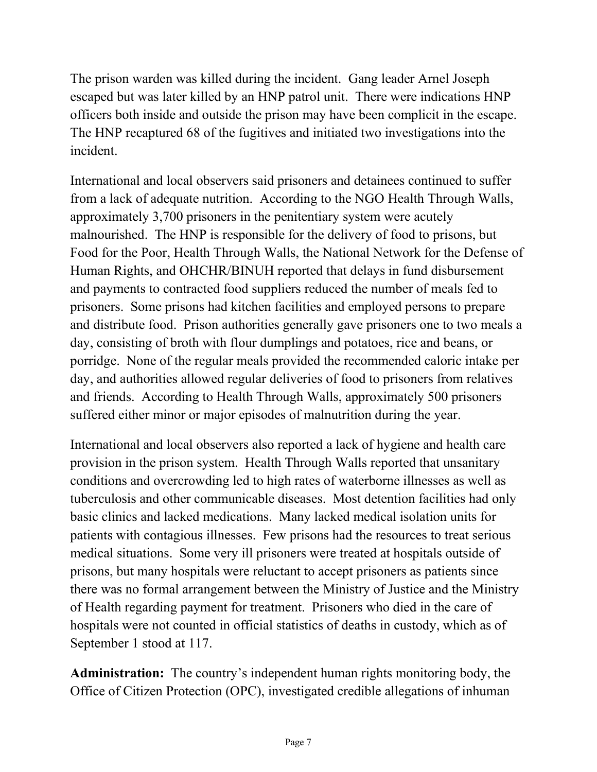The prison warden was killed during the incident. Gang leader Arnel Joseph escaped but was later killed by an HNP patrol unit. There were indications HNP officers both inside and outside the prison may have been complicit in the escape. The HNP recaptured 68 of the fugitives and initiated two investigations into the incident.

International and local observers said prisoners and detainees continued to suffer from a lack of adequate nutrition. According to the NGO Health Through Walls, approximately 3,700 prisoners in the penitentiary system were acutely malnourished. The HNP is responsible for the delivery of food to prisons, but Food for the Poor, Health Through Walls, the National Network for the Defense of Human Rights, and OHCHR/BINUH reported that delays in fund disbursement and payments to contracted food suppliers reduced the number of meals fed to prisoners. Some prisons had kitchen facilities and employed persons to prepare and distribute food. Prison authorities generally gave prisoners one to two meals a day, consisting of broth with flour dumplings and potatoes, rice and beans, or porridge. None of the regular meals provided the recommended caloric intake per day, and authorities allowed regular deliveries of food to prisoners from relatives and friends. According to Health Through Walls, approximately 500 prisoners suffered either minor or major episodes of malnutrition during the year.

International and local observers also reported a lack of hygiene and health care provision in the prison system. Health Through Walls reported that unsanitary conditions and overcrowding led to high rates of waterborne illnesses as well as tuberculosis and other communicable diseases. Most detention facilities had only basic clinics and lacked medications. Many lacked medical isolation units for patients with contagious illnesses. Few prisons had the resources to treat serious medical situations. Some very ill prisoners were treated at hospitals outside of prisons, but many hospitals were reluctant to accept prisoners as patients since there was no formal arrangement between the Ministry of Justice and the Ministry of Health regarding payment for treatment. Prisoners who died in the care of hospitals were not counted in official statistics of deaths in custody, which as of September 1 stood at 117.

**Administration:** The country's independent human rights monitoring body, the Office of Citizen Protection (OPC), investigated credible allegations of inhuman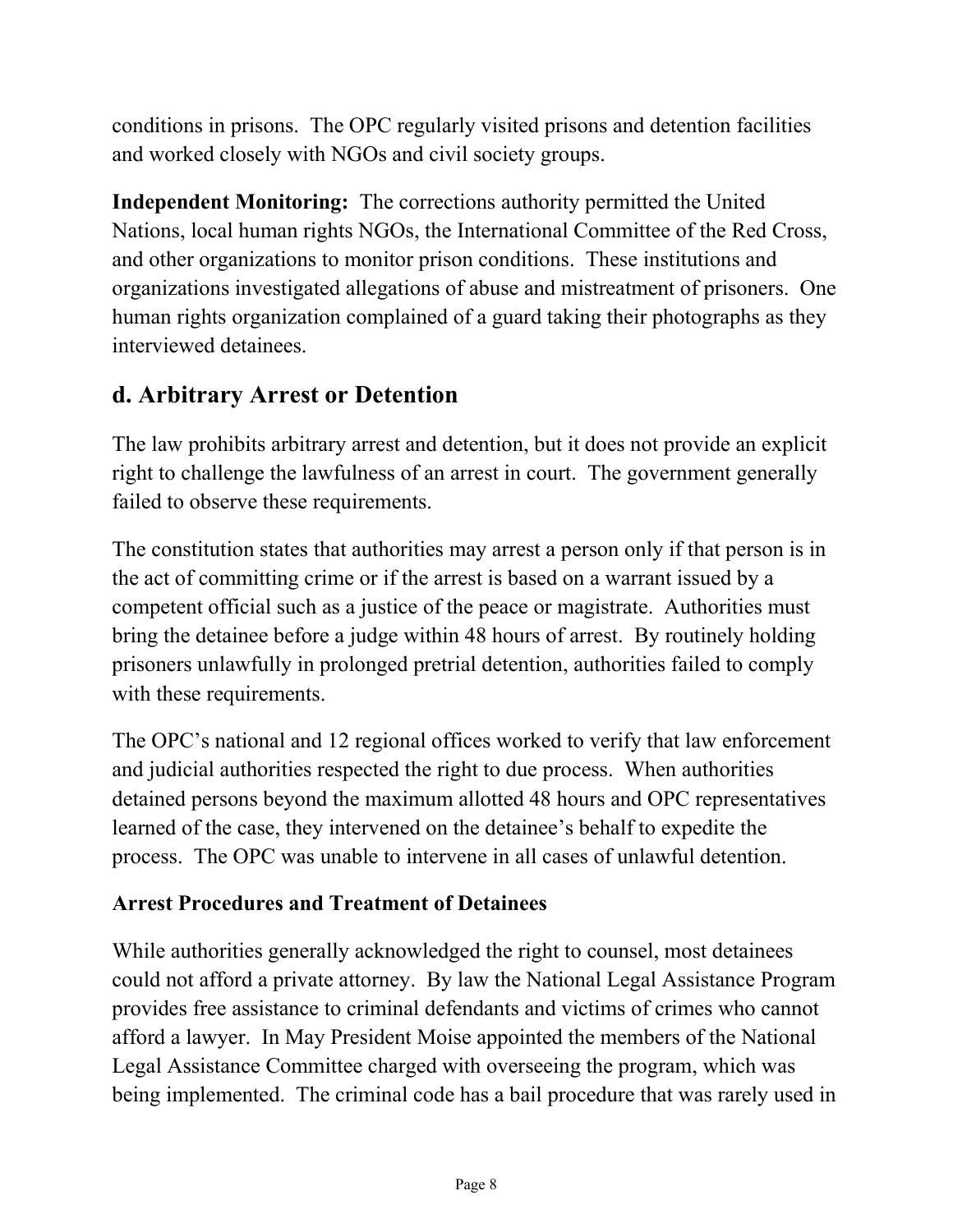conditions in prisons. The OPC regularly visited prisons and detention facilities and worked closely with NGOs and civil society groups.

**Independent Monitoring:** The corrections authority permitted the United Nations, local human rights NGOs, the International Committee of the Red Cross, and other organizations to monitor prison conditions. These institutions and organizations investigated allegations of abuse and mistreatment of prisoners. One human rights organization complained of a guard taking their photographs as they interviewed detainees.

## d. Arbitrary Arrest or Detention

The law prohibits arbitrary arrest and detention, but it does not provide an explicit right to challenge the lawfulness of an arrest in court. The government generally failed to observe these requirements.

The constitution states that authorities may arrest a person only if that person is in the act of committing crime or if the arrest is based on a warrant issued by a competent official such as a justice of the peace or magistrate. Authorities must bring the detainee before a judge within 48 hours of arrest. By routinely holding prisoners unlawfully in prolonged pretrial detention, authorities failed to comply with these requirements.

The OPC's national and 12 regional offices worked to verify that law enforcement and judicial authorities respected the right to due process. When authorities detained persons beyond the maximum allotted 48 hours and OPC representatives learned of the case, they intervened on the detainee's behalf to expedite the process. The OPC was unable to intervene in all cases of unlawful detention.

### Arrest Procedures and Treatment of Detainees

While authorities generally acknowledged the right to counsel, most detainees could not afford a private attorney. By law the National Legal Assistance Program provides free assistance to criminal defendants and victims of crimes who cannot afford a lawyer. In May President Moise appointed the members of the National Legal Assistance Committee charged with overseeing the program, which was being implemented. The criminal code has a bail procedure that was rarely used in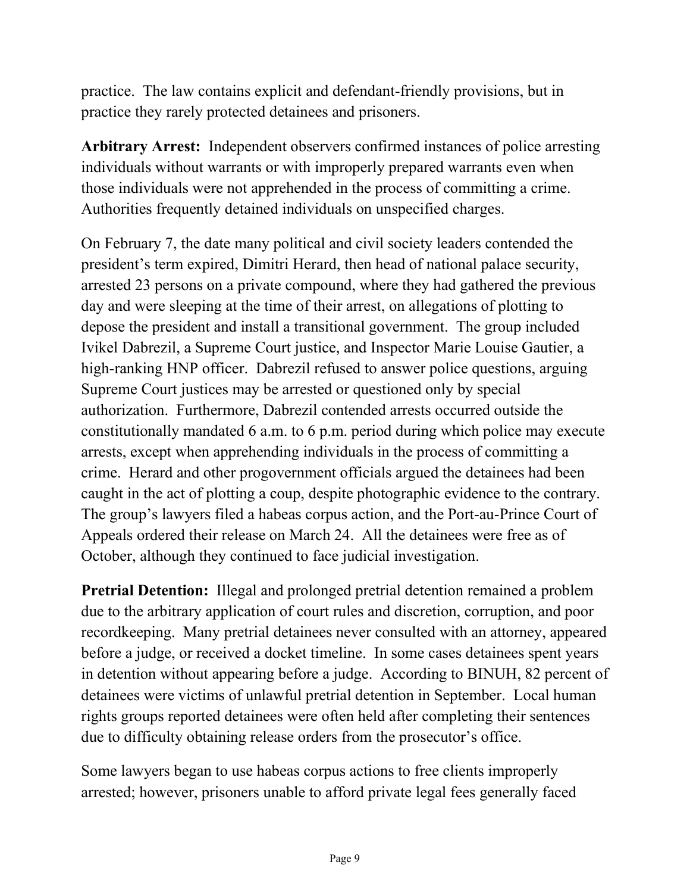practice. The law contains explicit and defendant-friendly provisions, but in practice they rarely protected detainees and prisoners.

**Arbitrary Arrest:** Independent observers confirmed instances of police arresting individuals without warrants or with improperly prepared warrants even when those individuals were not apprehended in the process of committing a crime. Authorities frequently detained individuals on unspecified charges.

On February 7, the date many political and civil society leaders contended the president's term expired, Dimitri Herard, then head of national palace security, arrested 23 persons on a private compound, where they had gathered the previous day and were sleeping at the time of their arrest, on allegations of plotting to depose the president and install a transitional government. The group included Ivikel Dabrezil, a Supreme Court justice, and Inspector Marie Louise Gautier, a high-ranking HNP officer. Dabrezil refused to answer police questions, arguing Supreme Court justices may be arrested or questioned only by special authorization. Furthermore, Dabrezil contended arrests occurred outside the constitutionally mandated 6 a.m. to 6 p.m. period during which police may execute arrests, except when apprehending individuals in the process of committing a crime. Herard and other progovernment officials argued the detainees had been caught in the act of plotting a coup, despite photographic evidence to the contrary. The group's lawyers filed a habeas corpus action, and the Port-au-Prince Court of Appeals ordered their release on March 24. All the detainees were free as of October, although they continued to face judicial investigation.

**Pretrial Detention:** Illegal and prolonged pretrial detention remained a problem due to the arbitrary application of court rules and discretion, corruption, and poor recordkeeping. Many pretrial detainees never consulted with an attorney, appeared before a judge, or received a docket timeline. In some cases detainees spent years in detention without appearing before a judge. According to BINUH, 82 percent of detainees were victims of unlawful pretrial detention in September. Local human rights groups reported detainees were often held after completing their sentences due to difficulty obtaining release orders from the prosecutor's office.

Some lawyers began to use habeas corpus actions to free clients improperly arrested; however, prisoners unable to afford private legal fees generally faced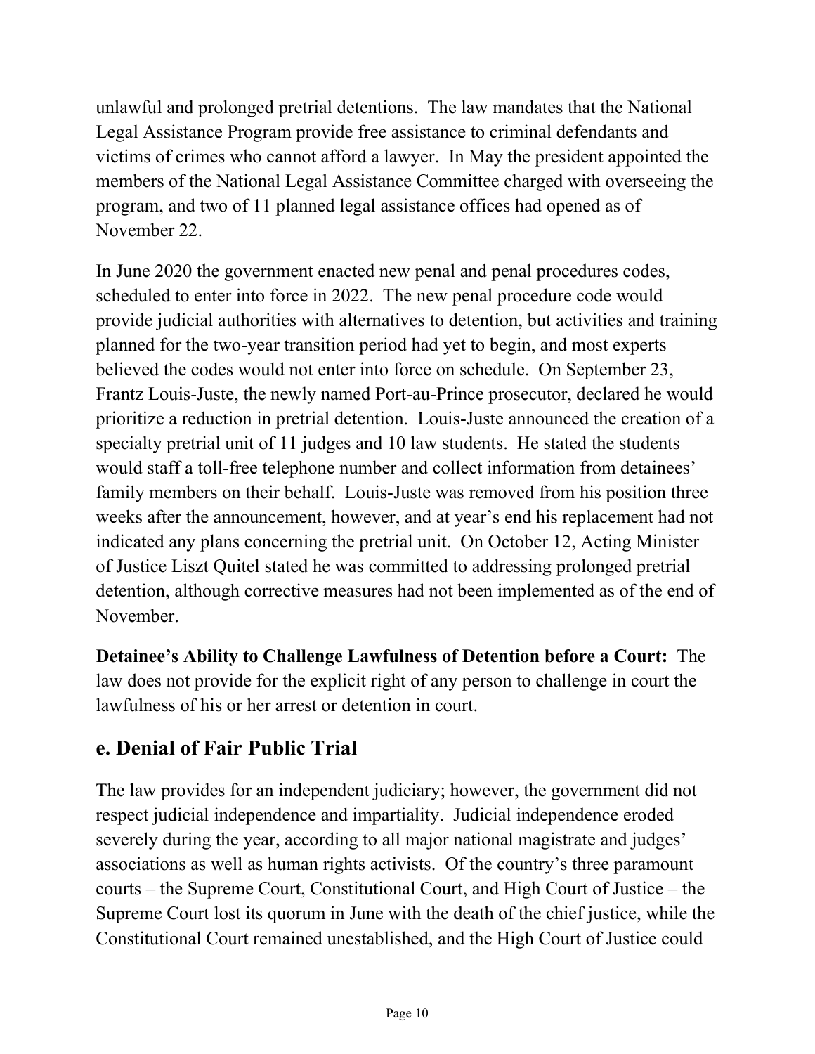unlawful and prolonged pretrial detentions. The law mandates that the National Legal Assistance Program provide free assistance to criminal defendants and victims of crimes who cannot afford a lawyer. In May the president appointed the members of the National Legal Assistance Committee charged with overseeing the program, and two of 11 planned legal assistance offices had opened as of November 22.

In June 2020 the government enacted new penal and penal procedures codes, scheduled to enter into force in 2022. The new penal procedure code would provide judicial authorities with alternatives to detention, but activities and training planned for the two-year transition period had yet to begin, and most experts believed the codes would not enter into force on schedule. On September 23, Frantz Louis-Juste, the newly named Port-au-Prince prosecutor, declared he would prioritize a reduction in pretrial detention. Louis-Juste announced the creation of a specialty pretrial unit of 11 judges and 10 law students. He stated the students would staff a toll-free telephone number and collect information from detainees' family members on their behalf. Louis-Juste was removed from his position three weeks after the announcement, however, and at year's end his replacement had not indicated any plans concerning the pretrial unit. On October 12, Acting Minister of Justice Liszt Quitel stated he was committed to addressing prolonged pretrial detention, although corrective measures had not been implemented as of the end of November.

**Detainee's Ability to Challenge Lawfulness of Detention before a Court:** The law does not provide for the explicit right of any person to challenge in court the lawfulness of his or her arrest or detention in court.

## e. Denial of Fair Public Trial

The law provides for an independent judiciary; however, the government did not respect judicial independence and impartiality. Judicial independence eroded severely during the year, according to all major national magistrate and judges' associations as well as human rights activists. Of the country's three paramount courts – the Supreme Court, Constitutional Court, and High Court of Justice – the Supreme Court lost its quorum in June with the death of the chief justice, while the Constitutional Court remained unestablished, and the High Court of Justice could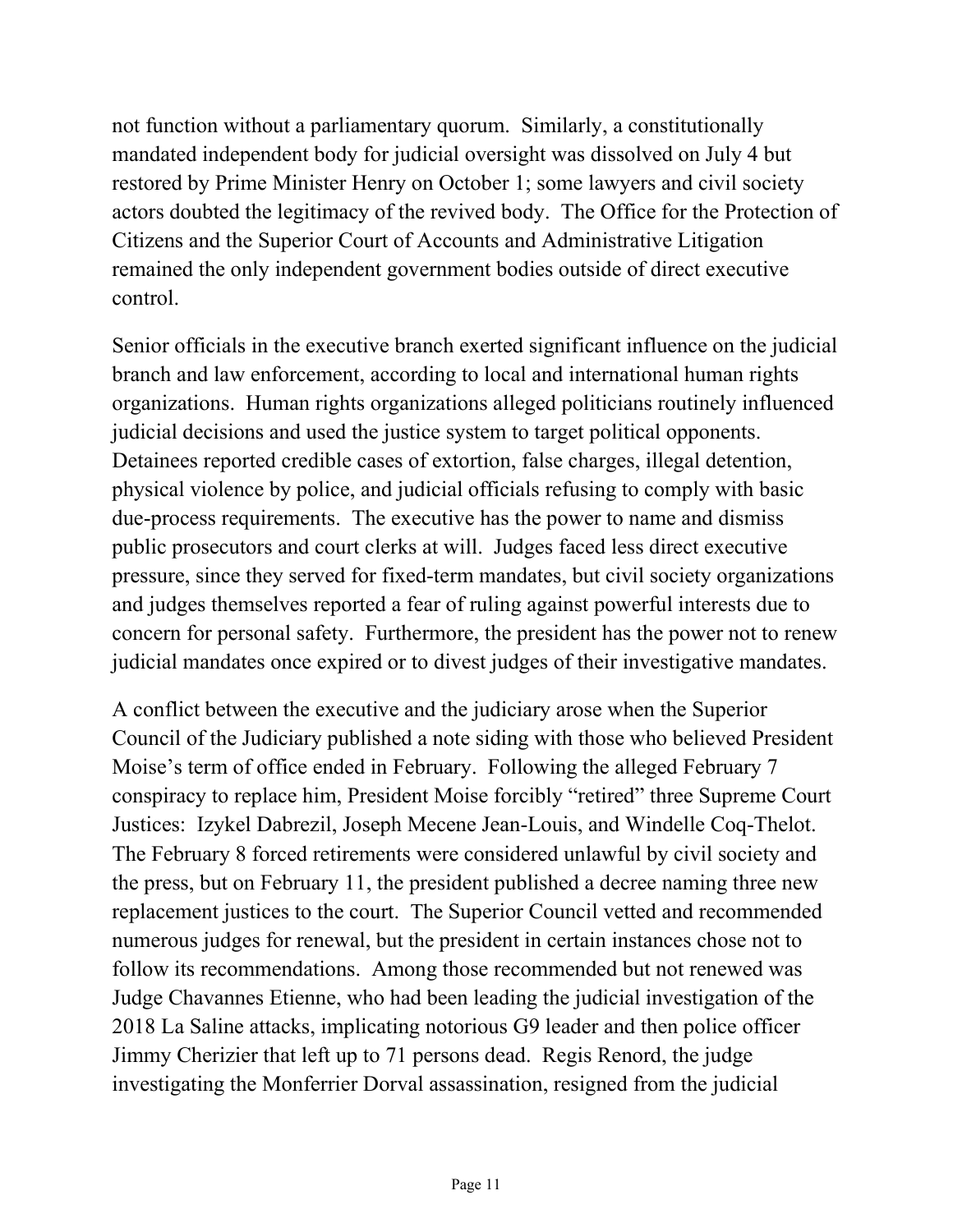not function without a parliamentary quorum. Similarly, a constitutionally mandated independent body for judicial oversight was dissolved on July 4 but restored by Prime Minister Henry on October 1; some lawyers and civil society actors doubted the legitimacy of the revived body. The Office for the Protection of Citizens and the Superior Court of Accounts and Administrative Litigation remained the only independent government bodies outside of direct executive control.

Senior officials in the executive branch exerted significant influence on the judicial branch and law enforcement, according to local and international human rights organizations. Human rights organizations alleged politicians routinely influenced judicial decisions and used the justice system to target political opponents. Detainees reported credible cases of extortion, false charges, illegal detention, physical violence by police, and judicial officials refusing to comply with basic due-process requirements. The executive has the power to name and dismiss public prosecutors and court clerks at will. Judges faced less direct executive pressure, since they served for fixed-term mandates, but civil society organizations and judges themselves reported a fear of ruling against powerful interests due to concern for personal safety. Furthermore, the president has the power not to renew judicial mandates once expired or to divest judges of their investigative mandates.

A conflict between the executive and the judiciary arose when the Superior Council of the Judiciary published a note siding with those who believed President Moise's term of office ended in February. Following the alleged February 7 conspiracy to replace him, President Moise forcibly "retired" three Supreme Court Justices: Izykel Dabrezil, Joseph Mecene Jean-Louis, and Windelle Coq-Thelot. The February 8 forced retirements were considered unlawful by civil society and the press, but on February 11, the president published a decree naming three new replacement justices to the court. The Superior Council vetted and recommended numerous judges for renewal, but the president in certain instances chose not to follow its recommendations. Among those recommended but not renewed was Judge Chavannes Etienne, who had been leading the judicial investigation of the 2018 La Saline attacks, implicating notorious G9 leader and then police officer Jimmy Cherizier that left up to 71 persons dead. Regis Renord, the judge investigating the Monferrier Dorval assassination, resigned from the judicial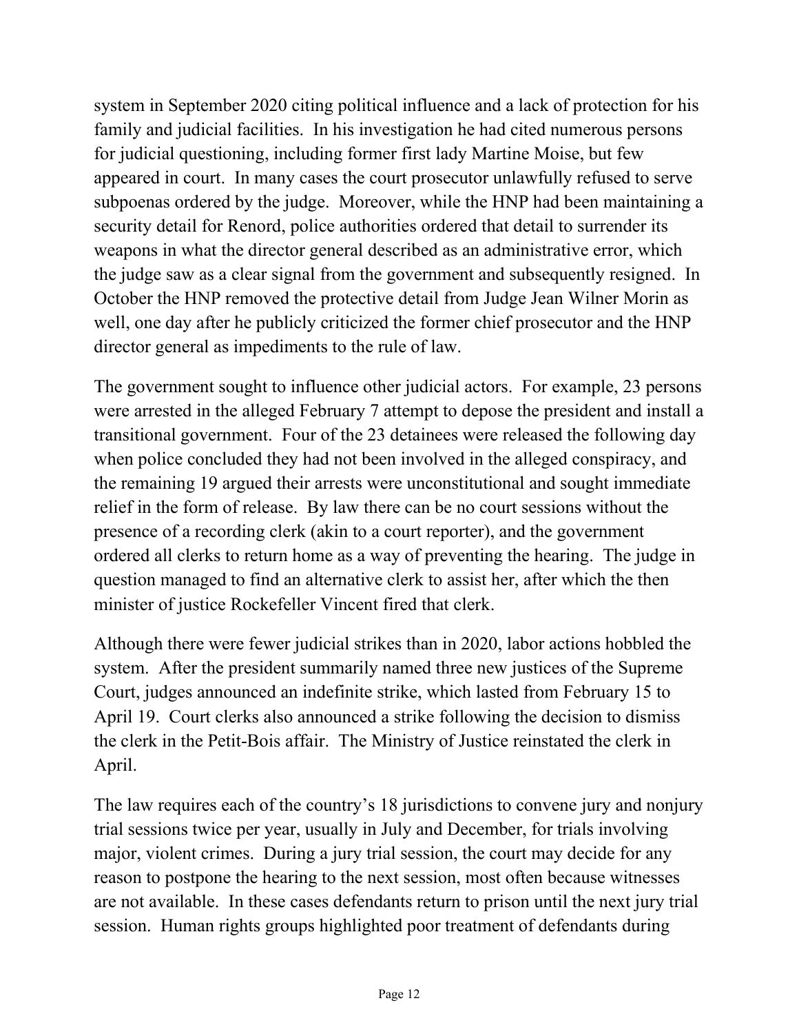system in September 2020 citing political influence and a lack of protection for his family and judicial facilities. In his investigation he had cited numerous persons for judicial questioning, including former first lady Martine Moise, but few appeared in court. In many cases the court prosecutor unlawfully refused to serve subpoenas ordered by the judge. Moreover, while the HNP had been maintaining a security detail for Renord, police authorities ordered that detail to surrender its weapons in what the director general described as an administrative error, which the judge saw as a clear signal from the government and subsequently resigned. In October the HNP removed the protective detail from Judge Jean Wilner Morin as well, one day after he publicly criticized the former chief prosecutor and the HNP director general as impediments to the rule of law.

The government sought to influence other judicial actors. For example, 23 persons were arrested in the alleged February 7 attempt to depose the president and install a transitional government. Four of the 23 detainees were released the following day when police concluded they had not been involved in the alleged conspiracy, and the remaining 19 argued their arrests were unconstitutional and sought immediate relief in the form of release. By law there can be no court sessions without the presence of a recording clerk (akin to a court reporter), and the government ordered all clerks to return home as a way of preventing the hearing. The judge in question managed to find an alternative clerk to assist her, after which the then minister of justice Rockefeller Vincent fired that clerk.

Although there were fewer judicial strikes than in 2020, labor actions hobbled the system. After the president summarily named three new justices of the Supreme Court, judges announced an indefinite strike, which lasted from February 15 to April 19. Court clerks also announced a strike following the decision to dismiss the clerk in the Petit-Bois affair. The Ministry of Justice reinstated the clerk in April.

The law requires each of the country's 18 jurisdictions to convene jury and nonjury trial sessions twice per year, usually in July and December, for trials involving major, violent crimes. During a jury trial session, the court may decide for any reason to postpone the hearing to the next session, most often because witnesses are not available. In these cases defendants return to prison until the next jury trial session. Human rights groups highlighted poor treatment of defendants during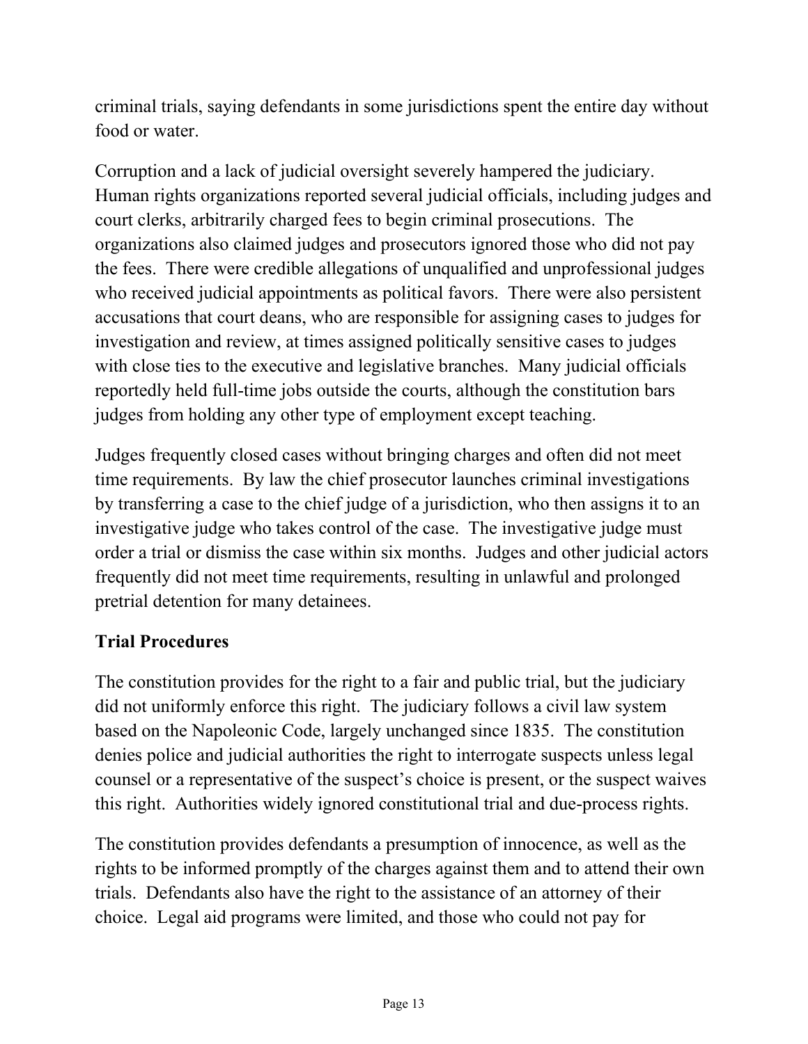criminal trials, saying defendants in some jurisdictions spent the entire day without food or water.

Corruption and a lack of judicial oversight severely hampered the judiciary. Human rights organizations reported several judicial officials, including judges and court clerks, arbitrarily charged fees to begin criminal prosecutions. The organizations also claimed judges and prosecutors ignored those who did not pay the fees. There were credible allegations of unqualified and unprofessional judges who received judicial appointments as political favors. There were also persistent accusations that court deans, who are responsible for assigning cases to judges for investigation and review, at times assigned politically sensitive cases to judges with close ties to the executive and legislative branches. Many judicial officials reportedly held full-time jobs outside the courts, although the constitution bars judges from holding any other type of employment except teaching.

Judges frequently closed cases without bringing charges and often did not meet time requirements. By law the chief prosecutor launches criminal investigations by transferring a case to the chief judge of a jurisdiction, who then assigns it to an investigative judge who takes control of the case. The investigative judge must order a trial or dismiss the case within six months. Judges and other judicial actors frequently did not meet time requirements, resulting in unlawful and prolonged pretrial detention for many detainees.

**Trial Procedures**

The constitution provides for the right to a fair and public trial, but the judiciary did not uniformly enforce this right. The judiciary follows a civil law system based on the Napoleonic Code, largely unchanged since 1835. The constitution denies police and judicial authorities the right to interrogate suspects unless legal counsel or a representative of the suspect's choice is present, or the suspect waives this right. Authorities widely ignored constitutional trial and due-process rights.

The constitution provides defendants a presumption of innocence, as well as the rights to be informed promptly of the charges against them and to attend their own trials. Defendants also have the right to the assistance of an attorney of their choice. Legal aid programs were limited, and those who could not pay for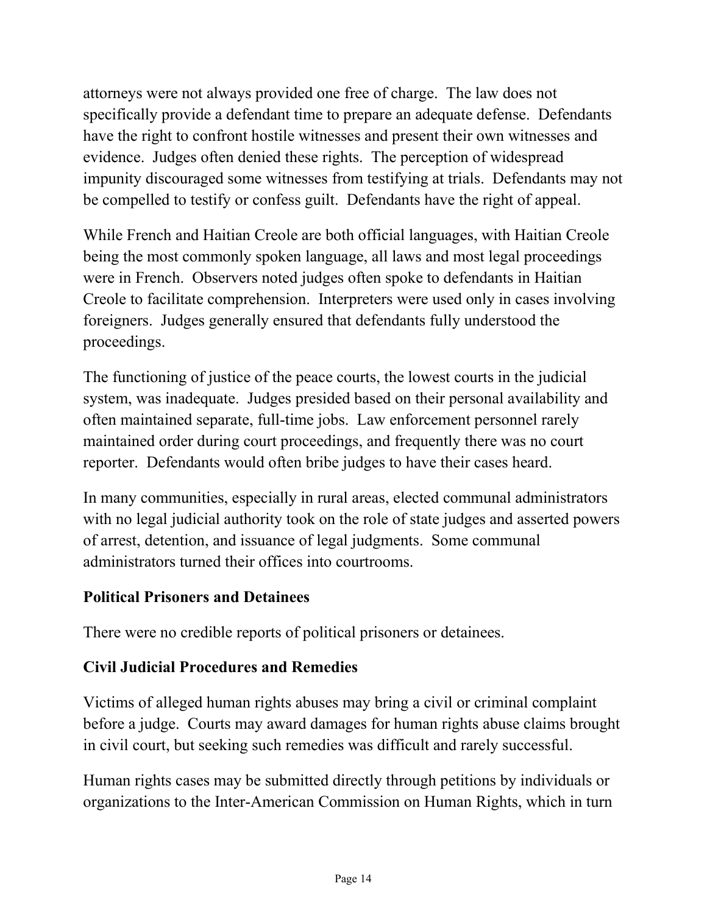attorneys were not always provided one free of charge. The law does not specifically provide a defendant time to prepare an adequate defense. Defendants have the right to confront hostile witnesses and present their own witnesses and evidence. Judges often denied these rights. The perception of widespread impunity discouraged some witnesses from testifying at trials. Defendants may not be compelled to testify or confess guilt. Defendants have the right of appeal.

While French and Haitian Creole are both official languages, with Haitian Creole being the most commonly spoken language, all laws and most legal proceedings were in French. Observers noted judges often spoke to defendants in Haitian Creole to facilitate comprehension. Interpreters were used only in cases involving foreigners. Judges generally ensured that defendants fully understood the proceedings.

The functioning of justice of the peace courts, the lowest courts in the judicial system, was inadequate. Judges presided based on their personal availability and often maintained separate, full-time jobs. Law enforcement personnel rarely maintained order during court proceedings, and frequently there was no court reporter. Defendants would often bribe judges to have their cases heard.

In many communities, especially in rural areas, elected communal administrators with no legal judicial authority took on the role of state judges and asserted powers of arrest, detention, and issuance of legal judgments. Some communal administrators turned their offices into courtrooms.

### Political Prisoners and Detainees

There were no credible reports of political prisoners or detainees.

### Civil Judicial Procedures and Remedies

Victims of alleged human rights abuses may bring a civil or criminal complaint before a judge. Courts may award damages for human rights abuse claims brought in civil court, but seeking such remedies was difficult and rarely successful.

Human rights cases may be submitted directly through petitions by individuals or organizations to the Inter-American Commission on Human Rights, which in turn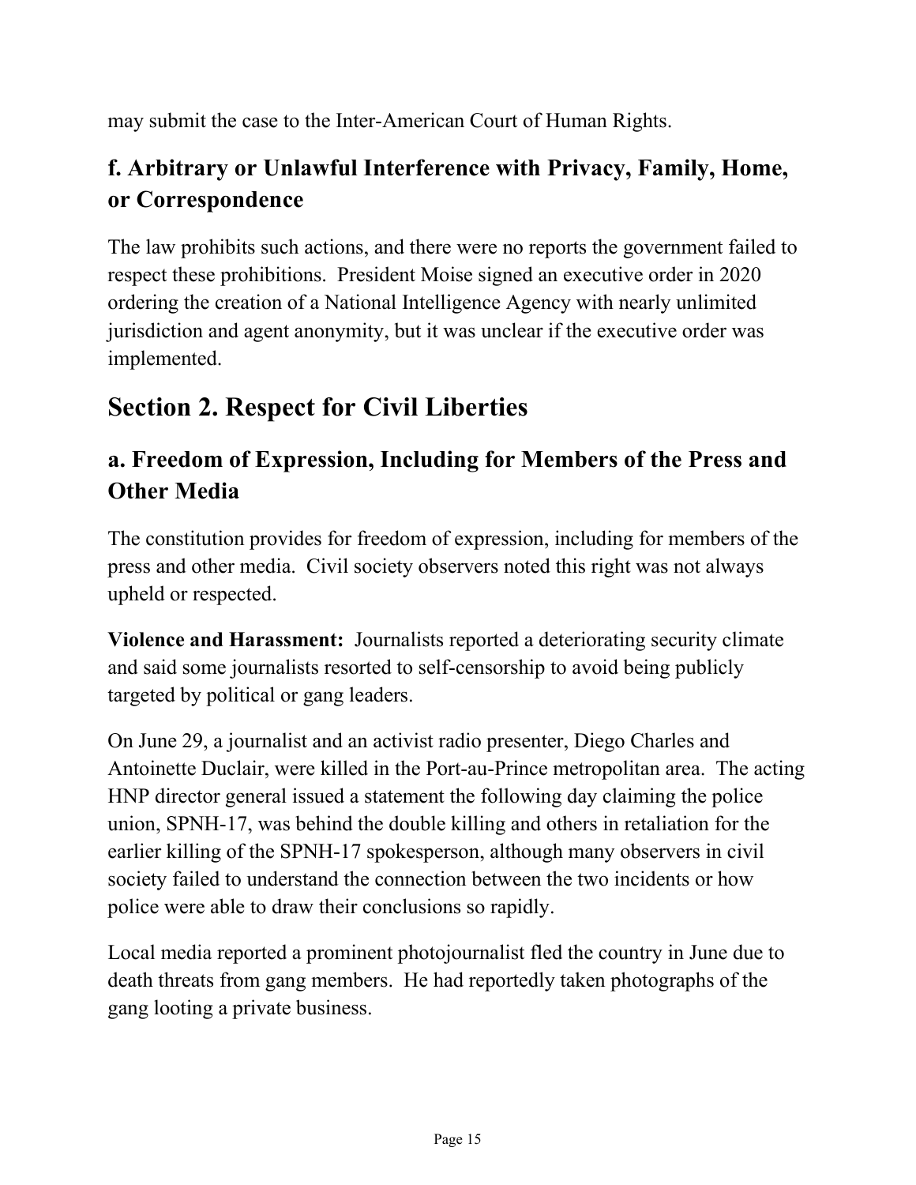may submit the case to the Inter-American Court of Human Rights.

### f. Arbitrary or Unlawful Interference with Privacy, Family, Home, or Correspondence

The law prohibits such actions, and there were no reports the government failed to respect these prohibitions. President Moise signed an executive order in 2020 ordering the creation of a National Intelligence Agency with nearly unlimited jurisdiction and agent anonymity, but it was unclear if the executive order was implemented.

## Section 2. Respect for Civil Liberties

### a. Freedom of Expression, Including for Members of the Press and Other Media

The constitution provides for freedom of expression, including for members of the press and other media. Civil society observers noted this right was not always upheld or respected.

**Violence and Harassment:** Journalists reported a deteriorating security climate and said some journalists resorted to self-censorship to avoid being publicly targeted by political or gang leaders.

On June 29, a journalist and an activist radio presenter, Diego Charles and Antoinette Duclair, were killed in the Port-au-Prince metropolitan area. The acting HNP director general issued a statement the following day claiming the police union, SPNH-17, was behind the double killing and others in retaliation for the earlier killing of the SPNH-17 spokesperson, although many observers in civil society failed to understand the connection between the two incidents or how police were able to draw their conclusions so rapidly.

Local media reported a prominent photojournalist fled the country in June due to death threats from gang members. He had reportedly taken photographs of the gang looting a private business.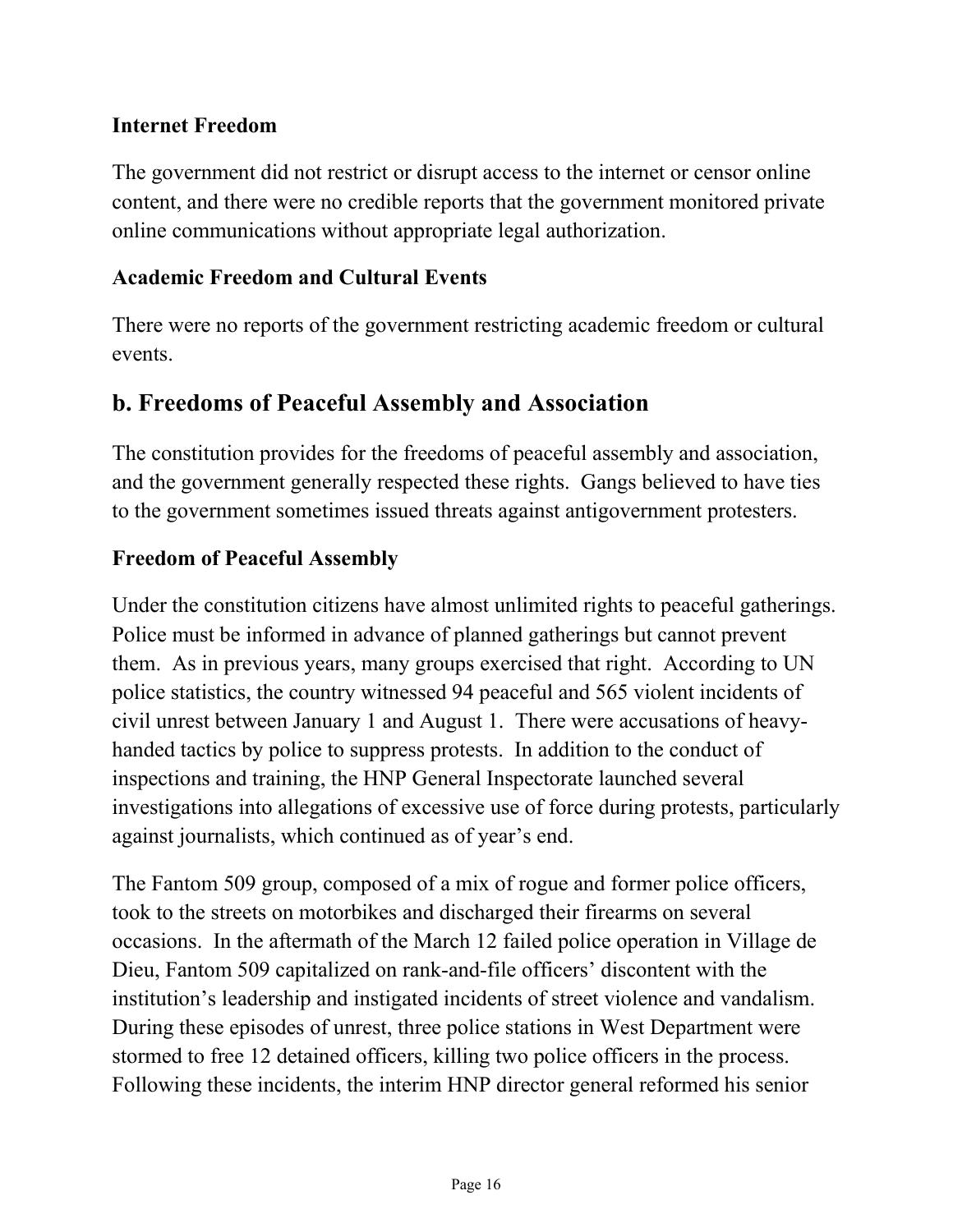### Internet Freedom

The government did not restrict or disrupt access to the internet or censor online content, and there were no credible reports that the government monitored private online communications without appropriate legal authorization.

### Academic Freedom and Cultural Events

There were no reports of the government restricting academic freedom or cultural events.

## b. Freedoms of Peaceful Assembly and Association

The constitution provides for the freedoms of peaceful assembly and association, and the government generally respected these rights. Gangs believed to have ties to the government sometimes issued threats against antigovernment protesters.

### Freedom of Peaceful Assembly

Under the constitution citizens have almost unlimited rights to peaceful gatherings. Police must be informed in advance of planned gatherings but cannot prevent them. As in previous years, many groups exercised that right. According to UN police statistics, the country witnessed 94 peaceful and 565 violent incidents of civil unrest between January 1 and August 1. There were accusations of heavy-handed tactics by police to suppress protests. In addition to the conduct of inspections and training, the HNP General Inspectorate launched several investigations into allegations of excessive use of force during protests, particularly against journalists, which continued as of year's end.

The Fantom 509 group, composed of a mix of rogue and former police officers, took to the streets on motorbikes and discharged their firearms on several occasions. In the aftermath of the March 12 failed police operation in Village de Dieu, Fantom 509 capitalized on rank-and-file officers' discontent with the institution's leadership and instigated incidents of street violence and vandalism. During these episodes of unrest, three police stations in West Department were stormed to free 12 detained officers, killing two police officers in the process. Following these incidents, the interim HNP director general reformed his senior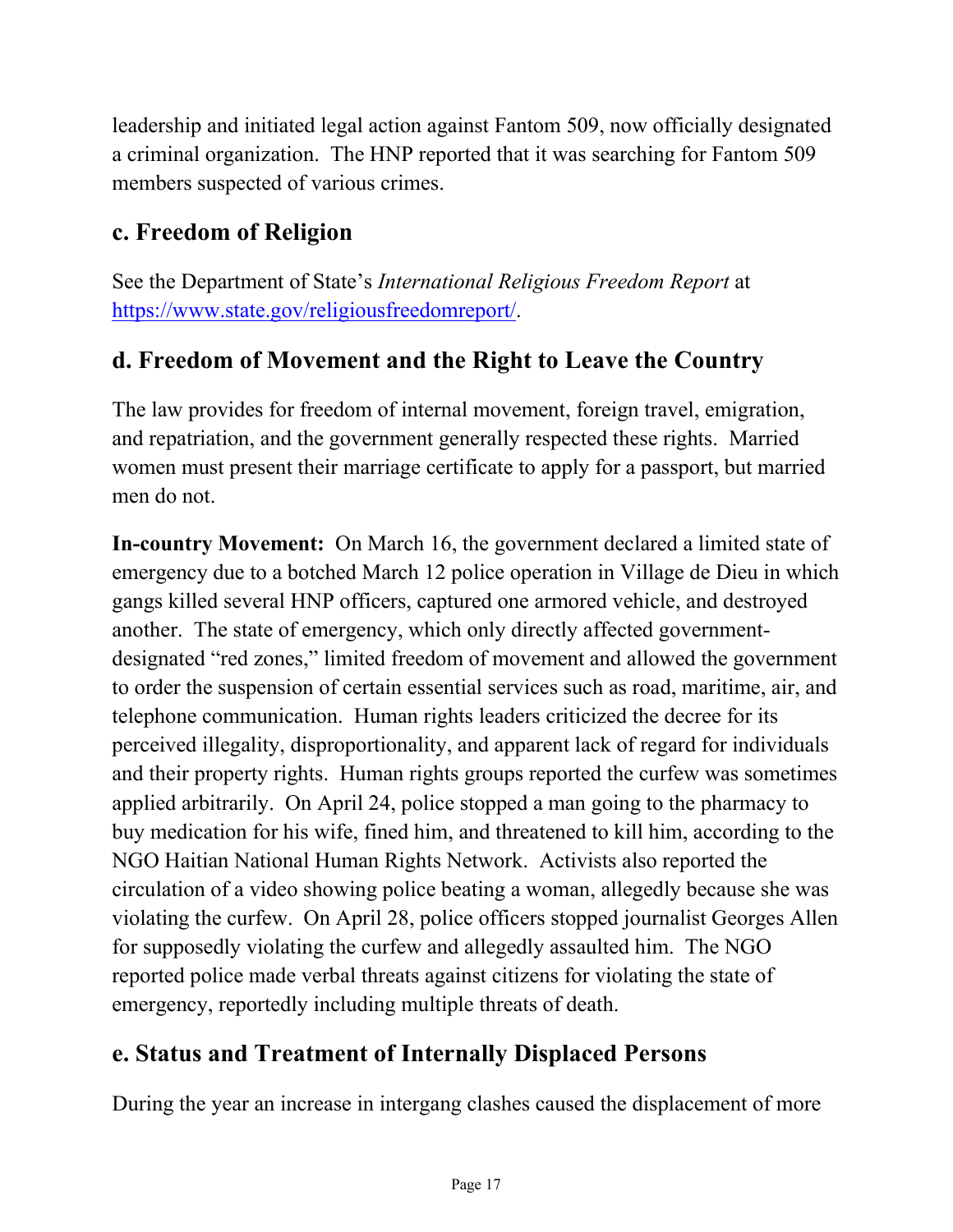leadership and initiated legal action against Fantom 509, now officially designated a criminal organization. The HNP reported that it was searching for Fantom 509 members suspected of various crimes.

## c. Freedom of Religion

See the Department of State's *International Religious Freedom Report* at [https://www.state.gov/religiousfreedomreport/](https://www.state.gov/religiousfreedomreport/).

## d. Freedom of Movement and the Right to Leave the Country

The law provides for freedom of internal movement, foreign travel, emigration, and repatriation, and the government generally respected these rights. Married women must present their marriage certificate to apply for a passport, but married men do not.

**In-country Movement:** On March 16, the government declared a limited state of emergency due to a botched March 12 police operation in Village de Dieu in which gangs killed several HNP officers, captured one armored vehicle, and destroyed another. The state of emergency, which only directly affected government-designated "red zones," limited freedom of movement and allowed the government to order the suspension of certain essential services such as road, maritime, air, and telephone communication. Human rights leaders criticized the decree for its perceived illegality, disproportionality, and apparent lack of regard for individuals and their property rights. Human rights groups reported the curfew was sometimes applied arbitrarily. On April 24, police stopped a man going to the pharmacy to buy medication for his wife, fined him, and threatened to kill him, according to the NGO Haitian National Human Rights Network. Activists also reported the circulation of a video showing police beating a woman, allegedly because she was violating the curfew. On April 28, police officers stopped journalist Georges Allen for supposedly violating the curfew and allegedly assaulted him. The NGO reported police made verbal threats against citizens for violating the state of emergency, reportedly including multiple threats of death.

## e. Status and Treatment of Internally Displaced Persons

During the year an increase in intergang clashes caused the displacement of more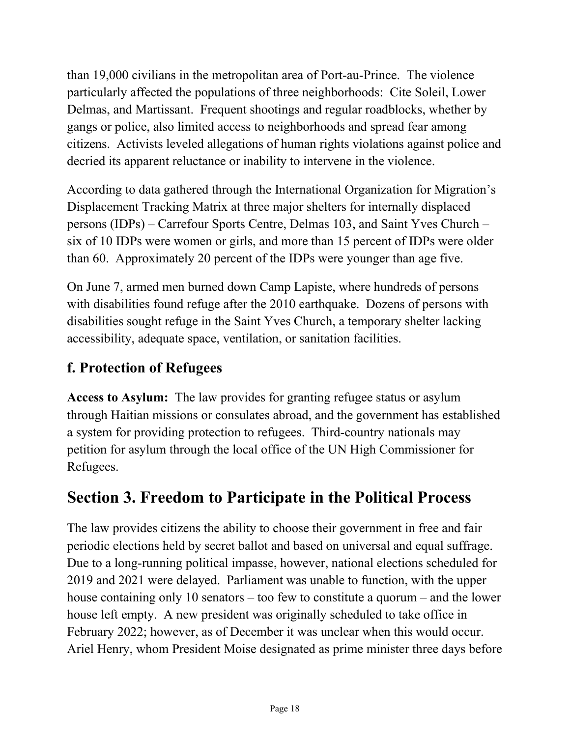than 19,000 civilians in the metropolitan area of Port-au-Prince. The violence particularly affected the populations of three neighborhoods: Cite Soleil, Lower Delmas, and Martissant. Frequent shootings and regular roadblocks, whether by gangs or police, also limited access to neighborhoods and spread fear among citizens. Activists leveled allegations of human rights violations against police and decried its apparent reluctance or inability to intervene in the violence.

According to data gathered through the International Organization for Migration's Displacement Tracking Matrix at three major shelters for internally displaced persons (IDPs) – Carrefour Sports Centre, Delmas 103, and Saint Yves Church – six of 10 IDPs were women or girls, and more than 15 percent of IDPs were older than 60. Approximately 20 percent of the IDPs were younger than age five.

On June 7, armed men burned down Camp Lapiste, where hundreds of persons with disabilities found refuge after the 2010 earthquake. Dozens of persons with disabilities sought refuge in the Saint Yves Church, a temporary shelter lacking accessibility, adequate space, ventilation, or sanitation facilities.

### f. Protection of Refugees

**Access to Asylum:** The law provides for granting refugee status or asylum through Haitian missions or consulates abroad, and the government has established a system for providing protection to refugees. Third-country nationals may petition for asylum through the local office of the UN High Commissioner for Refugees.

## Section 3. Freedom to Participate in the Political Process

The law provides citizens the ability to choose their government in free and fair periodic elections held by secret ballot and based on universal and equal suffrage. Due to a long-running political impasse, however, national elections scheduled for 2019 and 2021 were delayed. Parliament was unable to function, with the upper house containing only 10 senators – too few to constitute a quorum – and the lower house left empty. A new president was originally scheduled to take office in February 2022; however, as of December it was unclear when this would occur. Ariel Henry, whom President Moise designated as prime minister three days before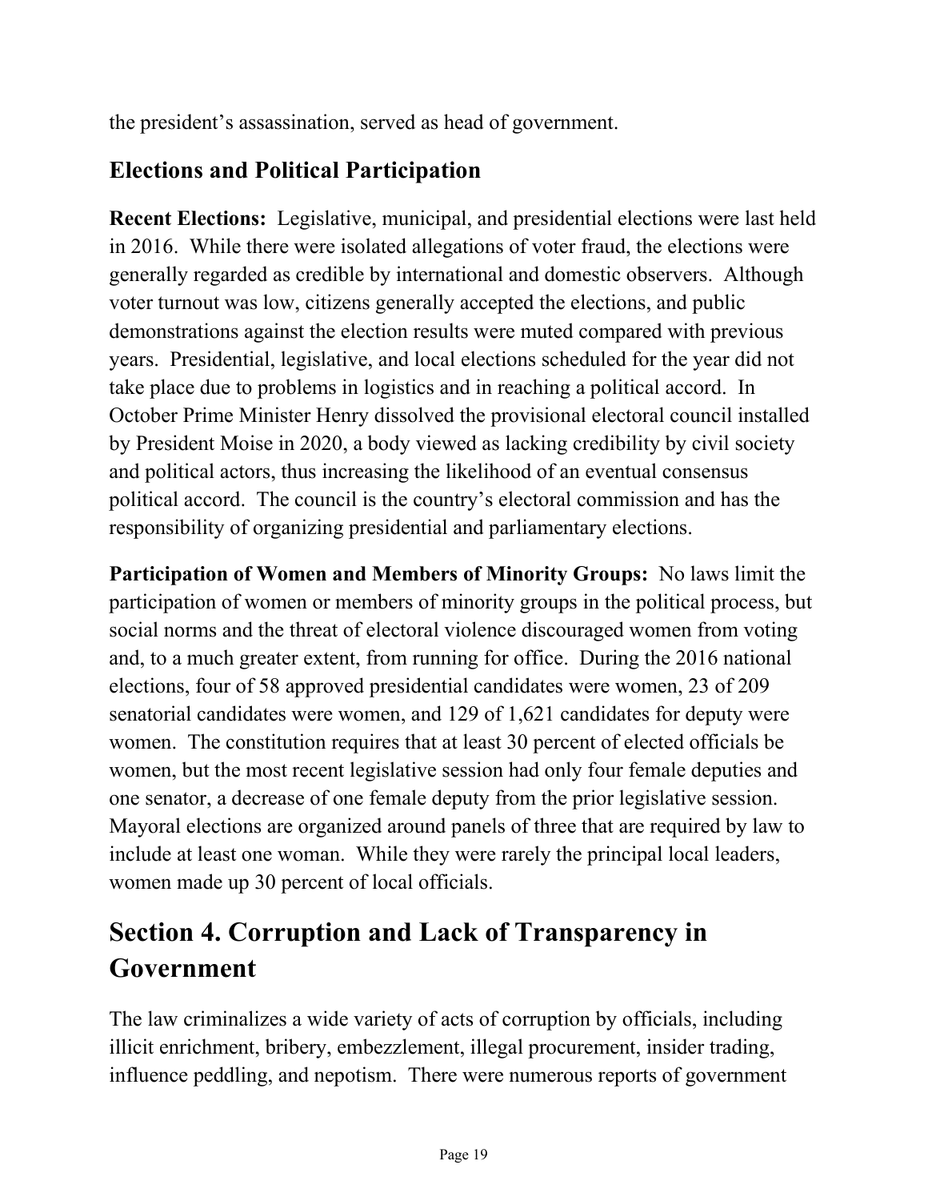the president's assassination, served as head of government.

### Elections and Political Participation

**Recent Elections:** Legislative, municipal, and presidential elections were last held in 2016. While there were isolated allegations of voter fraud, the elections were generally regarded as credible by international and domestic observers. Although voter turnout was low, citizens generally accepted the elections, and public demonstrations against the election results were muted compared with previous years. Presidential, legislative, and local elections scheduled for the year did not take place due to problems in logistics and in reaching a political accord. In October Prime Minister Henry dissolved the provisional electoral council installed by President Moise in 2020, a body viewed as lacking credibility by civil society and political actors, thus increasing the likelihood of an eventual consensus political accord. The council is the country's electoral commission and has the responsibility of organizing presidential and parliamentary elections.

**Participation of Women and Members of Minority Groups:** No laws limit the participation of women or members of minority groups in the political process, but social norms and the threat of electoral violence discouraged women from voting and, to a much greater extent, from running for office. During the 2016 national elections, four of 58 approved presidential candidates were women, 23 of 209 senatorial candidates were women, and 129 of 1,621 candidates for deputy were women. The constitution requires that at least 30 percent of elected officials be women, but the most recent legislative session had only four female deputies and one senator, a decrease of one female deputy from the prior legislative session. Mayoral elections are organized around panels of three that are required by law to include at least one woman. While they were rarely the principal local leaders, women made up 30 percent of local officials.

## Section 4. Corruption and Lack of Transparency in Government

The law criminalizes a wide variety of acts of corruption by officials, including illicit enrichment, bribery, embezzlement, illegal procurement, insider trading, influence peddling, and nepotism. There were numerous reports of government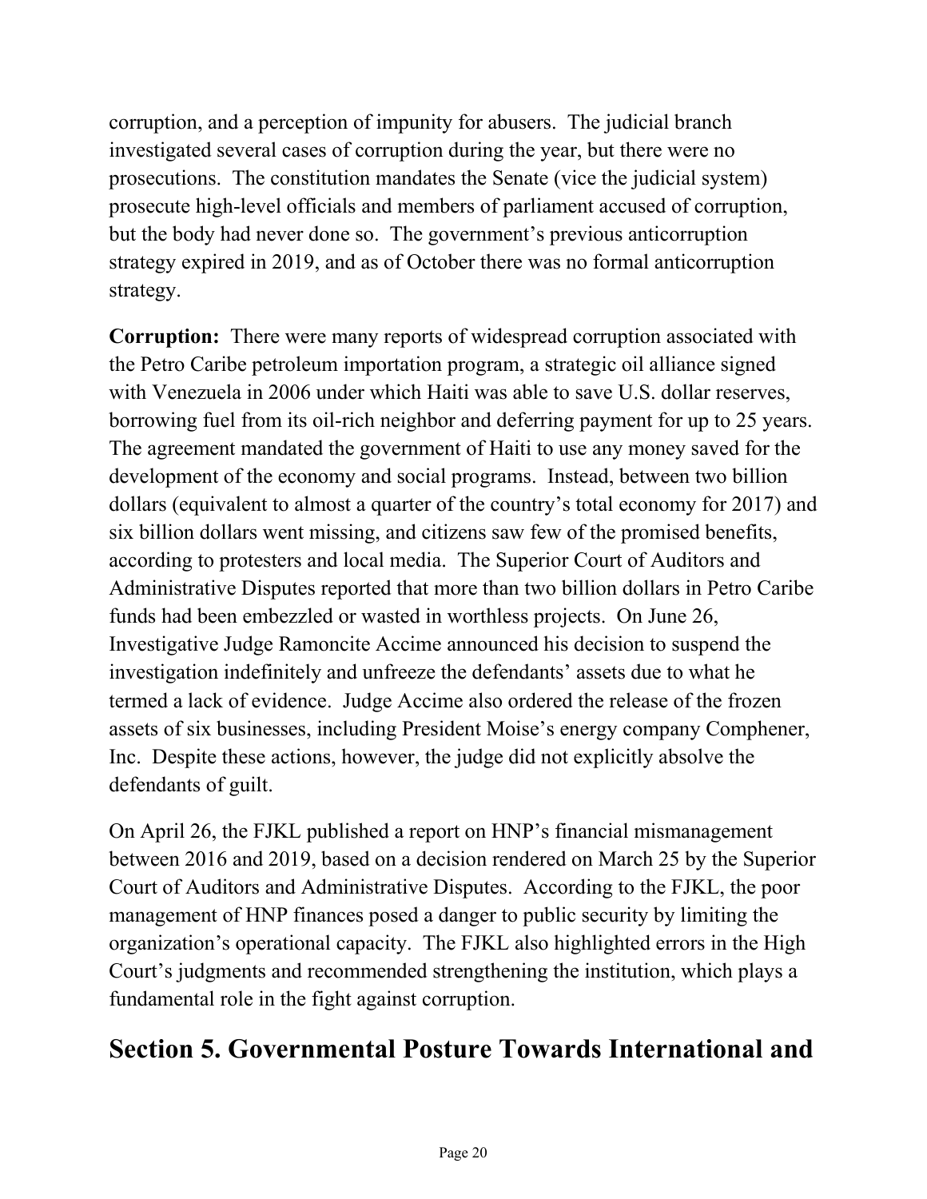corruption, and a perception of impunity for abusers. The judicial branch investigated several cases of corruption during the year, but there were no prosecutions. The constitution mandates the Senate (vice the judicial system) prosecute high-level officials and members of parliament accused of corruption, but the body had never done so. The government's previous anticorruption strategy expired in 2019, and as of October there was no formal anticorruption strategy.

**Corruption:** There were many reports of widespread corruption associated with the Petro Caribe petroleum importation program, a strategic oil alliance signed with Venezuela in 2006 under which Haiti was able to save U.S. dollar reserves, borrowing fuel from its oil-rich neighbor and deferring payment for up to 25 years. The agreement mandated the government of Haiti to use any money saved for the development of the economy and social programs. Instead, between two billion dollars (equivalent to almost a quarter of the country's total economy for 2017) and six billion dollars went missing, and citizens saw few of the promised benefits, according to protesters and local media. The Superior Court of Auditors and Administrative Disputes reported that more than two billion dollars in Petro Caribe funds had been embezzled or wasted in worthless projects. On June 26, Investigative Judge Ramoncite Accime announced his decision to suspend the investigation indefinitely and unfreeze the defendants' assets due to what he termed a lack of evidence. Judge Accime also ordered the release of the frozen assets of six businesses, including President Moise's energy company Comphener, Inc. Despite these actions, however, the judge did not explicitly absolve the defendants of guilt.

On April 26, the FJKL published a report on HNP's financial mismanagement between 2016 and 2019, based on a decision rendered on March 25 by the Superior Court of Auditors and Administrative Disputes. According to the FJKL, the poor management of HNP finances posed a danger to public security by limiting the organization's operational capacity. The FJKL also highlighted errors in the High Court's judgments and recommended strengthening the institution, which plays a fundamental role in the fight against corruption.

## Section 5. Governmental Posture Towards International and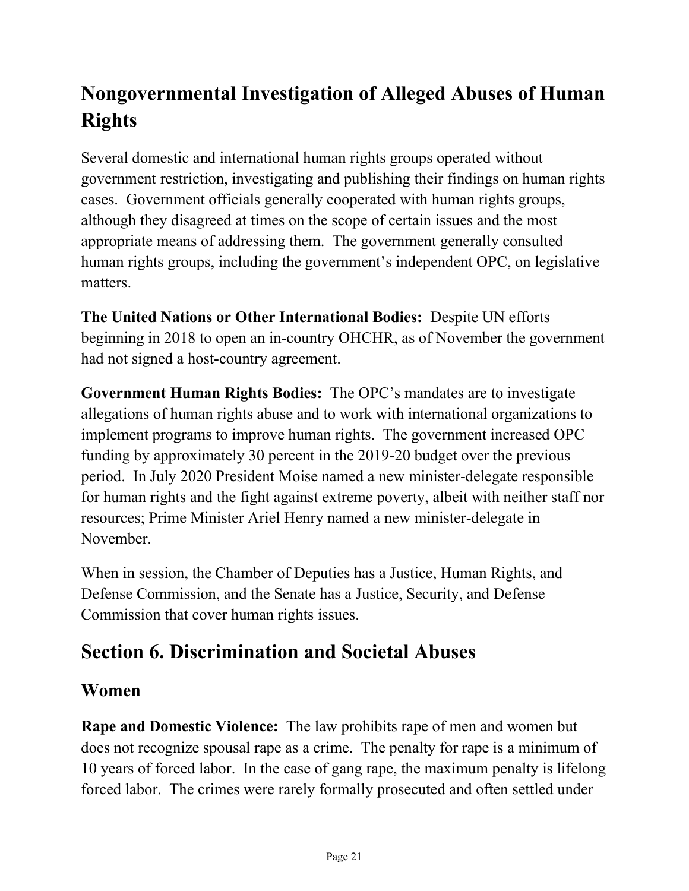## Nongovernmental Investigation of Alleged Abuses of Human Rights

Several domestic and international human rights groups operated without government restriction, investigating and publishing their findings on human rights cases. Government officials generally cooperated with human rights groups, although they disagreed at times on the scope of certain issues and the most appropriate means of addressing them. The government generally consulted human rights groups, including the government's independent OPC, on legislative matters.

**The United Nations or Other International Bodies:** Despite UN efforts beginning in 2018 to open an in-country OHCHR, as of November the government had not signed a host-country agreement.

**Government Human Rights Bodies:** The OPC's mandates are to investigate allegations of human rights abuse and to work with international organizations to implement programs to improve human rights. The government increased OPC funding by approximately 30 percent in the 2019-20 budget over the previous period. In July 2020 President Moise named a new minister-delegate responsible for human rights and the fight against extreme poverty, albeit with neither staff nor resources; Prime Minister Ariel Henry named a new minister-delegate in November.

When in session, the Chamber of Deputies has a Justice, Human Rights, and Defense Commission, and the Senate has a Justice, Security, and Defense Commission that cover human rights issues.

# Section 6. Discrimination and Societal Abuses

## Women

**Rape and Domestic Violence:** The law prohibits rape of men and women but does not recognize spousal rape as a crime. The penalty for rape is a minimum of 10 years of forced labor. In the case of gang rape, the maximum penalty is lifelong forced labor. The crimes were rarely formally prosecuted and often settled under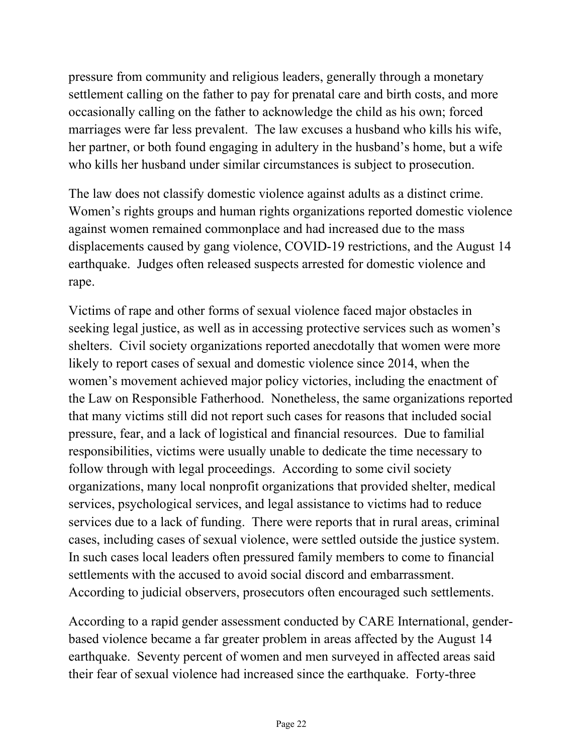pressure from community and religious leaders, generally through a monetary settlement calling on the father to pay for prenatal care and birth costs, and more occasionally calling on the father to acknowledge the child as his own; forced marriages were far less prevalent. The law excuses a husband who kills his wife, her partner, or both found engaging in adultery in the husband's home, but a wife who kills her husband under similar circumstances is subject to prosecution.

The law does not classify domestic violence against adults as a distinct crime. Women's rights groups and human rights organizations reported domestic violence against women remained commonplace and had increased due to the mass displacements caused by gang violence, COVID-19 restrictions, and the August 14 earthquake. Judges often released suspects arrested for domestic violence and rape.

Victims of rape and other forms of sexual violence faced major obstacles in seeking legal justice, as well as in accessing protective services such as women's shelters. Civil society organizations reported anecdotally that women were more likely to report cases of sexual and domestic violence since 2014, when the women's movement achieved major policy victories, including the enactment of the Law on Responsible Fatherhood. Nonetheless, the same organizations reported that many victims still did not report such cases for reasons that included social pressure, fear, and a lack of logistical and financial resources. Due to familial responsibilities, victims were usually unable to dedicate the time necessary to follow through with legal proceedings. According to some civil society organizations, many local nonprofit organizations that provided shelter, medical services, psychological services, and legal assistance to victims had to reduce services due to a lack of funding. There were reports that in rural areas, criminal cases, including cases of sexual violence, were settled outside the justice system. In such cases local leaders often pressured family members to come to financial settlements with the accused to avoid social discord and embarrassment. According to judicial observers, prosecutors often encouraged such settlements.

According to a rapid gender assessment conducted by CARE International, gender-based violence became a far greater problem in areas affected by the August 14 earthquake. Seventy percent of women and men surveyed in affected areas said their fear of sexual violence had increased since the earthquake. Forty-three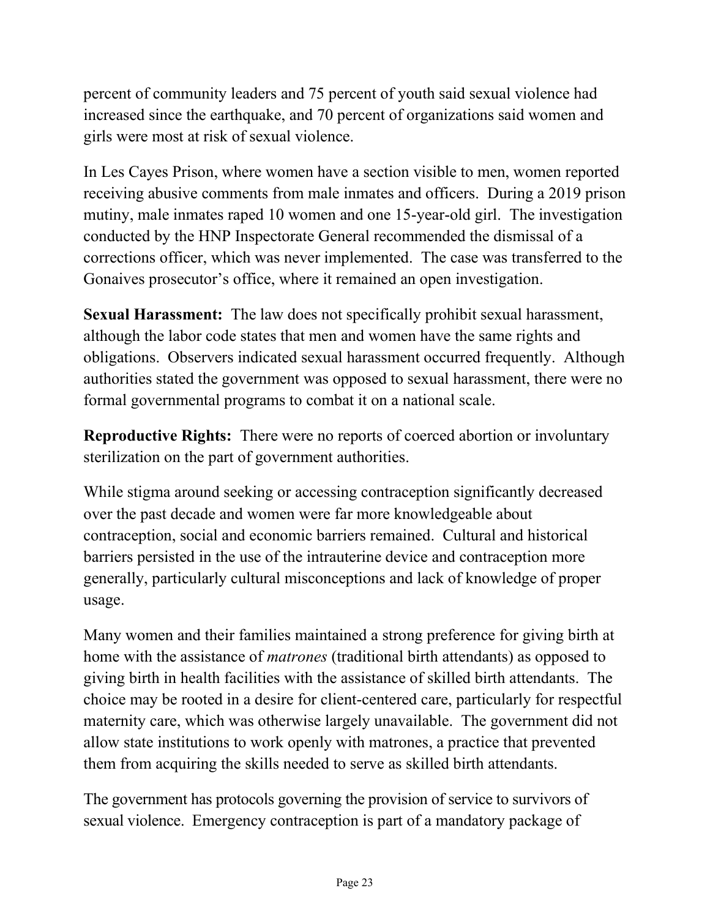percent of community leaders and 75 percent of youth said sexual violence had increased since the earthquake, and 70 percent of organizations said women and girls were most at risk of sexual violence.

In Les Cayes Prison, where women have a section visible to men, women reported receiving abusive comments from male inmates and officers. During a 2019 prison mutiny, male inmates raped 10 women and one 15-year-old girl. The investigation conducted by the HNP Inspectorate General recommended the dismissal of a corrections officer, which was never implemented. The case was transferred to the Gonaives prosecutor's office, where it remained an open investigation.

**Sexual Harassment:** The law does not specifically prohibit sexual harassment, although the labor code states that men and women have the same rights and obligations. Observers indicated sexual harassment occurred frequently. Although authorities stated the government was opposed to sexual harassment, there were no formal governmental programs to combat it on a national scale.

**Reproductive Rights:** There were no reports of coerced abortion or involuntary sterilization on the part of government authorities.

While stigma around seeking or accessing contraception significantly decreased over the past decade and women were far more knowledgeable about contraception, social and economic barriers remained. Cultural and historical barriers persisted in the use of the intrauterine device and contraception more generally, particularly cultural misconceptions and lack of knowledge of proper usage.

Many women and their families maintained a strong preference for giving birth at home with the assistance of *matrones* (traditional birth attendants) as opposed to giving birth in health facilities with the assistance of skilled birth attendants. The choice may be rooted in a desire for client-centered care, particularly for respectful maternity care, which was otherwise largely unavailable. The government did not allow state institutions to work openly with matrones, a practice that prevented them from acquiring the skills needed to serve as skilled birth attendants.

The government has protocols governing the provision of service to survivors of sexual violence. Emergency contraception is part of a mandatory package of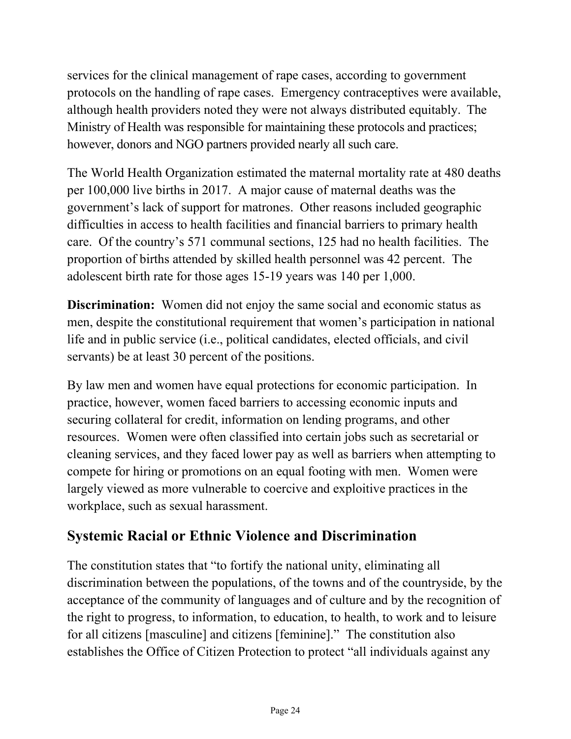services for the clinical management of rape cases, according to government protocols on the handling of rape cases. Emergency contraceptives were available, although health providers noted they were not always distributed equitably. The Ministry of Health was responsible for maintaining these protocols and practices; however, donors and NGO partners provided nearly all such care.

The World Health Organization estimated the maternal mortality rate at 480 deaths per 100,000 live births in 2017. A major cause of maternal deaths was the government's lack of support for matrones. Other reasons included geographic difficulties in access to health facilities and financial barriers to primary health care. Of the country's 571 communal sections, 125 had no health facilities. The proportion of births attended by skilled health personnel was 42 percent. The adolescent birth rate for those ages 15-19 years was 140 per 1,000.

**Discrimination:** Women did not enjoy the same social and economic status as men, despite the constitutional requirement that women's participation in national life and in public service (i.e., political candidates, elected officials, and civil servants) be at least 30 percent of the positions.

By law men and women have equal protections for economic participation. In practice, however, women faced barriers to accessing economic inputs and securing collateral for credit, information on lending programs, and other resources. Women were often classified into certain jobs such as secretarial or cleaning services, and they faced lower pay as well as barriers when attempting to compete for hiring or promotions on an equal footing with men. Women were largely viewed as more vulnerable to coercive and exploitive practices in the workplace, such as sexual harassment.

## Systemic Racial or Ethnic Violence and Discrimination

The constitution states that "to fortify the national unity, eliminating all discrimination between the populations, of the towns and of the countryside, by the acceptance of the community of languages and of culture and by the recognition of the right to progress, to information, to education, to health, to work and to leisure for all citizens [masculine] and citizens [feminine]." The constitution also establishes the Office of Citizen Protection to protect "all individuals against any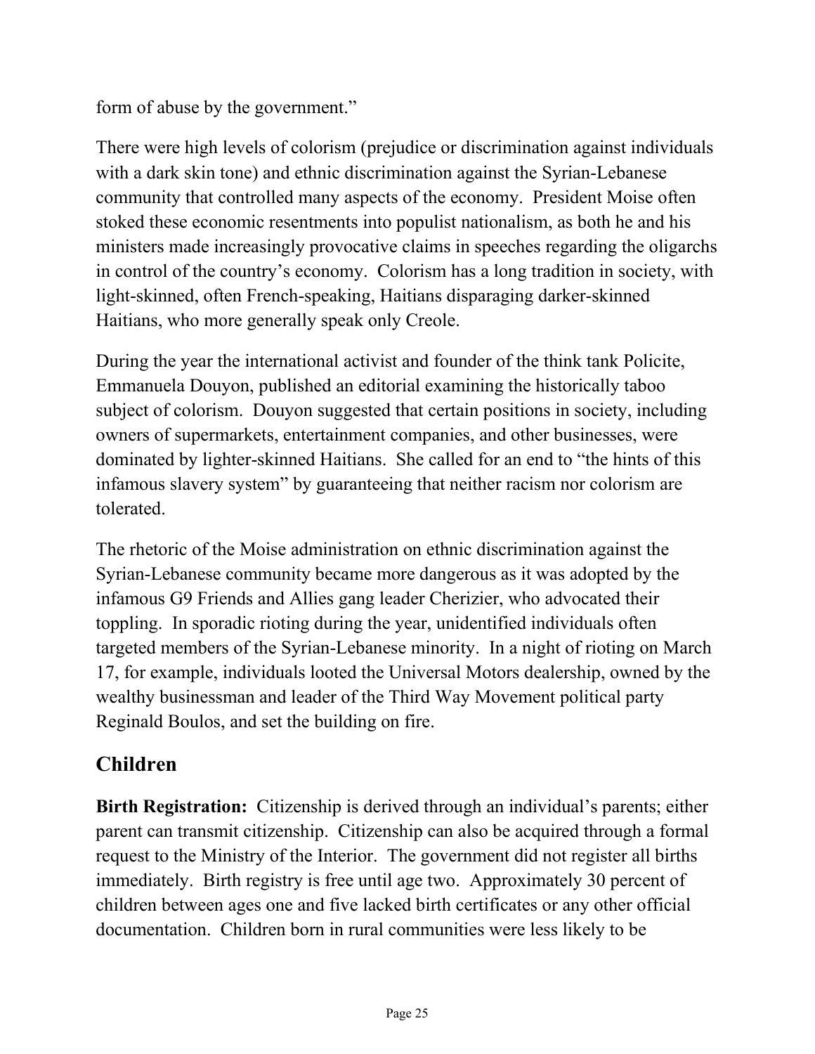form of abuse by the government."

There were high levels of colorism (prejudice or discrimination against individuals with a dark skin tone) and ethnic discrimination against the Syrian-Lebanese community that controlled many aspects of the economy. President Moise often stoked these economic resentments into populist nationalism, as both he and his ministers made increasingly provocative claims in speeches regarding the oligarchs in control of the country's economy. Colorism has a long tradition in society, with light-skinned, often French-speaking, Haitians disparaging darker-skinned Haitians, who more generally speak only Creole.

During the year the international activist and founder of the think tank Policite, Emmanuela Douyon, published an editorial examining the historically taboo subject of colorism. Douyon suggested that certain positions in society, including owners of supermarkets, entertainment companies, and other businesses, were dominated by lighter-skinned Haitians. She called for an end to "the hints of this infamous slavery system" by guaranteeing that neither racism nor colorism are tolerated.

The rhetoric of the Moise administration on ethnic discrimination against the Syrian-Lebanese community became more dangerous as it was adopted by the infamous G9 Friends and Allies gang leader Cherizier, who advocated their toppling. In sporadic rioting during the year, unidentified individuals often targeted members of the Syrian-Lebanese minority. In a night of rioting on March 17, for example, individuals looted the Universal Motors dealership, owned by the wealthy businessman and leader of the Third Way Movement political party Reginald Boulos, and set the building on fire.

## Children

**Birth Registration:** Citizenship is derived through an individual's parents; either parent can transmit citizenship. Citizenship can also be acquired through a formal request to the Ministry of the Interior. The government did not register all births immediately. Birth registry is free until age two. Approximately 30 percent of children between ages one and five lacked birth certificates or any other official documentation. Children born in rural communities were less likely to be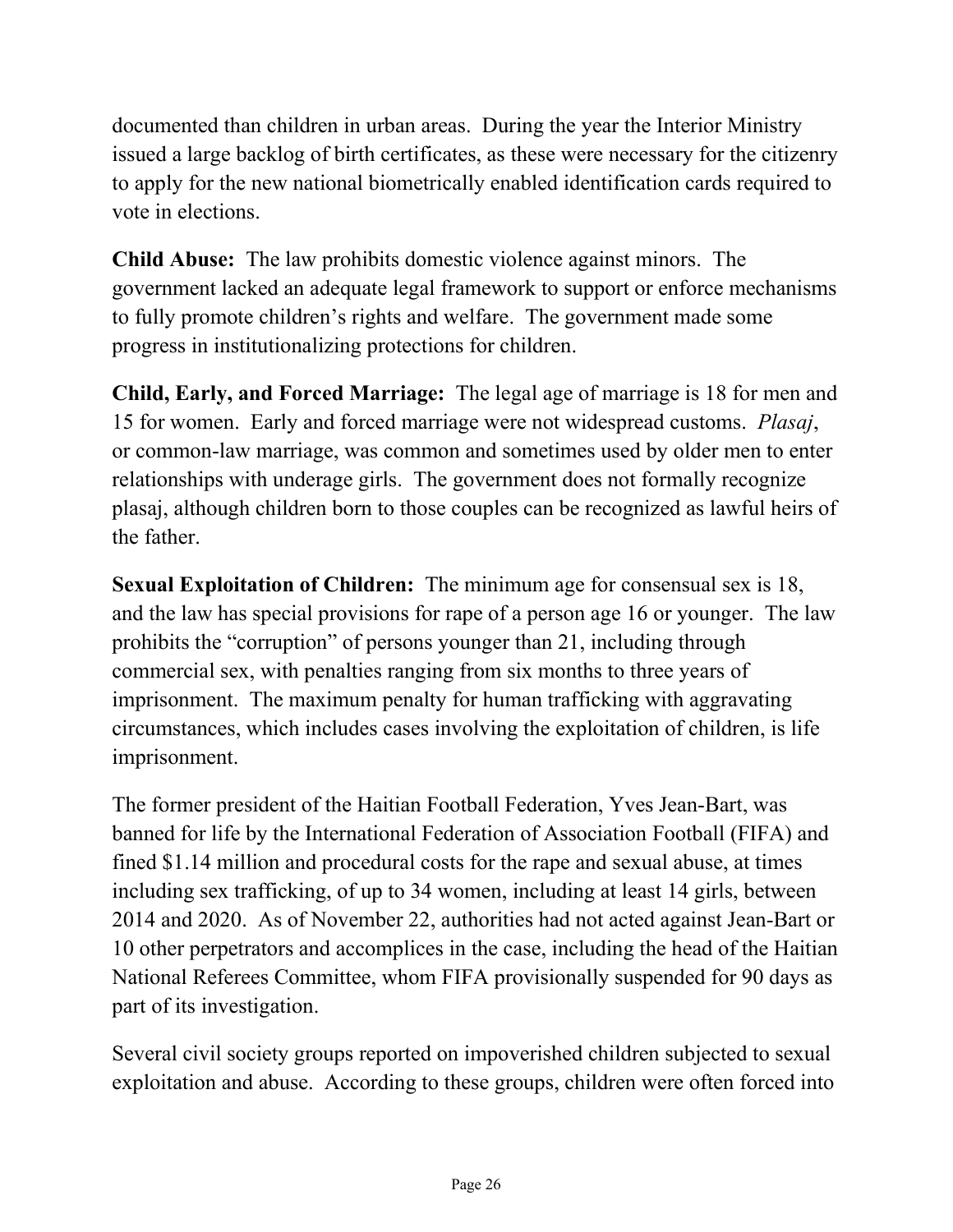documented than children in urban areas. During the year the Interior Ministry issued a large backlog of birth certificates, as these were necessary for the citizenry to apply for the new national biometrically enabled identification cards required to vote in elections.

**Child Abuse:** The law prohibits domestic violence against minors. The government lacked an adequate legal framework to support or enforce mechanisms to fully promote children's rights and welfare. The government made some progress in institutionalizing protections for children.

**Child, Early, and Forced Marriage:** The legal age of marriage is 18 for men and 15 for women. Early and forced marriage were not widespread customs. *Plasaj*, or common-law marriage, was common and sometimes used by older men to enter relationships with underage girls. The government does not formally recognize plasaj, although children born to those couples can be recognized as lawful heirs of the father.

**Sexual Exploitation of Children:** The minimum age for consensual sex is 18, and the law has special provisions for rape of a person age 16 or younger. The law prohibits the "corruption" of persons younger than 21, including through commercial sex, with penalties ranging from six months to three years of imprisonment. The maximum penalty for human trafficking with aggravating circumstances, which includes cases involving the exploitation of children, is life imprisonment.

The former president of the Haitian Football Federation, Yves Jean-Bart, was banned for life by the International Federation of Association Football (FIFA) and fined $1.14 million and procedural costs for the rape and sexual abuse, at times including sex trafficking, of up to 34 women, including at least 14 girls, between 2014 and 2020. As of November 22, authorities had not acted against Jean-Bart or 10 other perpetrators and accomplices in the case, including the head of the Haitian National Referees Committee, whom FIFA provisionally suspended for 90 days as part of its investigation.

Several civil society groups reported on impoverished children subjected to sexual exploitation and abuse. According to these groups, children were often forced into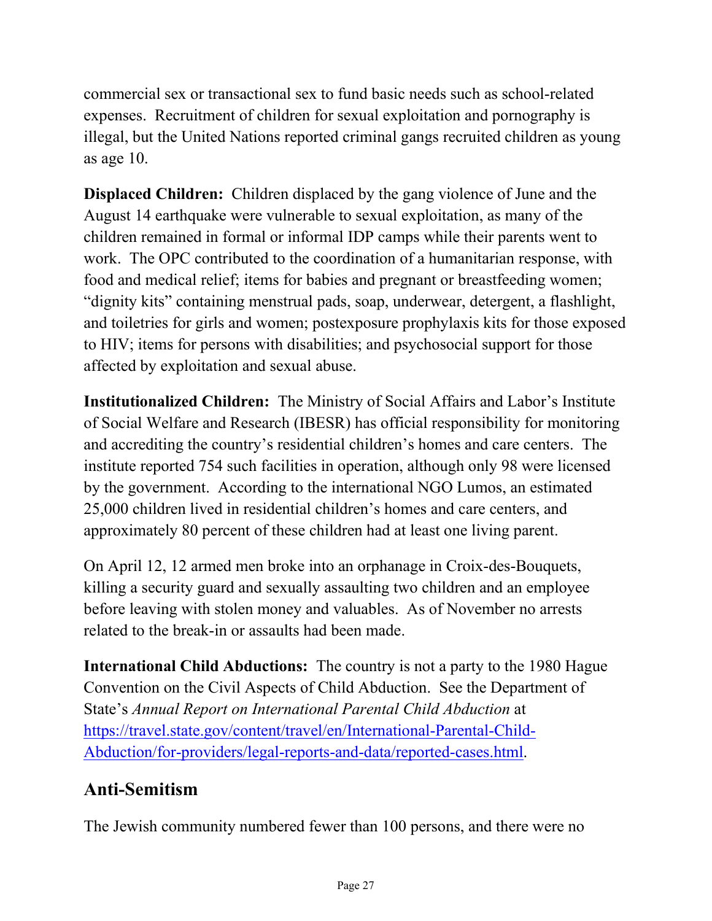commercial sex or transactional sex to fund basic needs such as school-related expenses. Recruitment of children for sexual exploitation and pornography is illegal, but the United Nations reported criminal gangs recruited children as young as age 10.

**Displaced Children:** Children displaced by the gang violence of June and the August 14 earthquake were vulnerable to sexual exploitation, as many of the children remained in formal or informal IDP camps while their parents went to work. The OPC contributed to the coordination of a humanitarian response, with food and medical relief; items for babies and pregnant or breastfeeding women; "dignity kits" containing menstrual pads, soap, underwear, detergent, a flashlight, and toiletries for girls and women; postexposure prophylaxis kits for those exposed to HIV; items for persons with disabilities; and psychosocial support for those affected by exploitation and sexual abuse.

**Institutionalized Children:** The Ministry of Social Affairs and Labor's Institute of Social Welfare and Research (IBESR) has official responsibility for monitoring and accrediting the country's residential children's homes and care centers. The institute reported 754 such facilities in operation, although only 98 were licensed by the government. According to the international NGO Lumos, an estimated 25,000 children lived in residential children's homes and care centers, and approximately 80 percent of these children had at least one living parent.

On April 12, 12 armed men broke into an orphanage in Croix-des-Bouquets, killing a security guard and sexually assaulting two children and an employee before leaving with stolen money and valuables. As of November no arrests related to the break-in or assaults had been made.

**International Child Abductions:** The country is not a party to the 1980 Hague Convention on the Civil Aspects of Child Abduction. See the Department of State's *Annual Report on International Parental Child Abduction* at [https://travel.state.gov/content/travel/en/International-Parental-Child-Abduction/for-providers/legal-reports-and-data/reported-cases.html](https://travel.state.gov/content/travel/en/International-Parental-Child-Abduction/for-providers/legal-reports-and-data/reported-cases.html).

## Anti-Semitism

The Jewish community numbered fewer than 100 persons, and there were no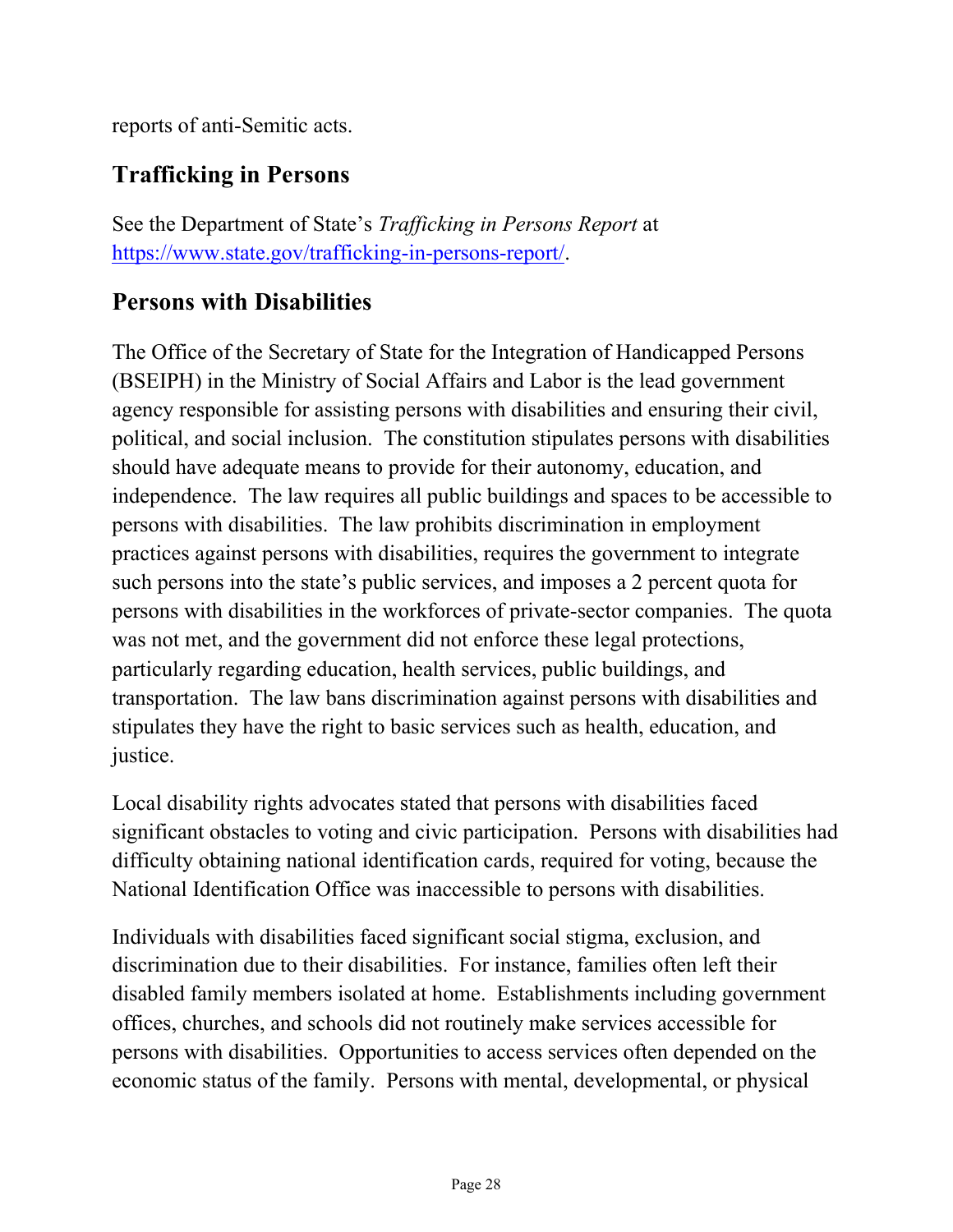reports of anti-Semitic acts.

## Trafficking in Persons

See the Department of State's *Trafficking in Persons Report* at https://www.state.gov/trafficking-in-persons-report/.

## Persons with Disabilities

The Office of the Secretary of State for the Integration of Handicapped Persons (BSEIPH) in the Ministry of Social Affairs and Labor is the lead government agency responsible for assisting persons with disabilities and ensuring their civil, political, and social inclusion. The constitution stipulates persons with disabilities should have adequate means to provide for their autonomy, education, and independence. The law requires all public buildings and spaces to be accessible to persons with disabilities. The law prohibits discrimination in employment practices against persons with disabilities, requires the government to integrate such persons into the state's public services, and imposes a 2 percent quota for persons with disabilities in the workforces of private-sector companies. The quota was not met, and the government did not enforce these legal protections, particularly regarding education, health services, public buildings, and transportation. The law bans discrimination against persons with disabilities and stipulates they have the right to basic services such as health, education, and justice.

Local disability rights advocates stated that persons with disabilities faced significant obstacles to voting and civic participation. Persons with disabilities had difficulty obtaining national identification cards, required for voting, because the National Identification Office was inaccessible to persons with disabilities.

Individuals with disabilities faced significant social stigma, exclusion, and discrimination due to their disabilities. For instance, families often left their disabled family members isolated at home. Establishments including government offices, churches, and schools did not routinely make services accessible for persons with disabilities. Opportunities to access services often depended on the economic status of the family. Persons with mental, developmental, or physical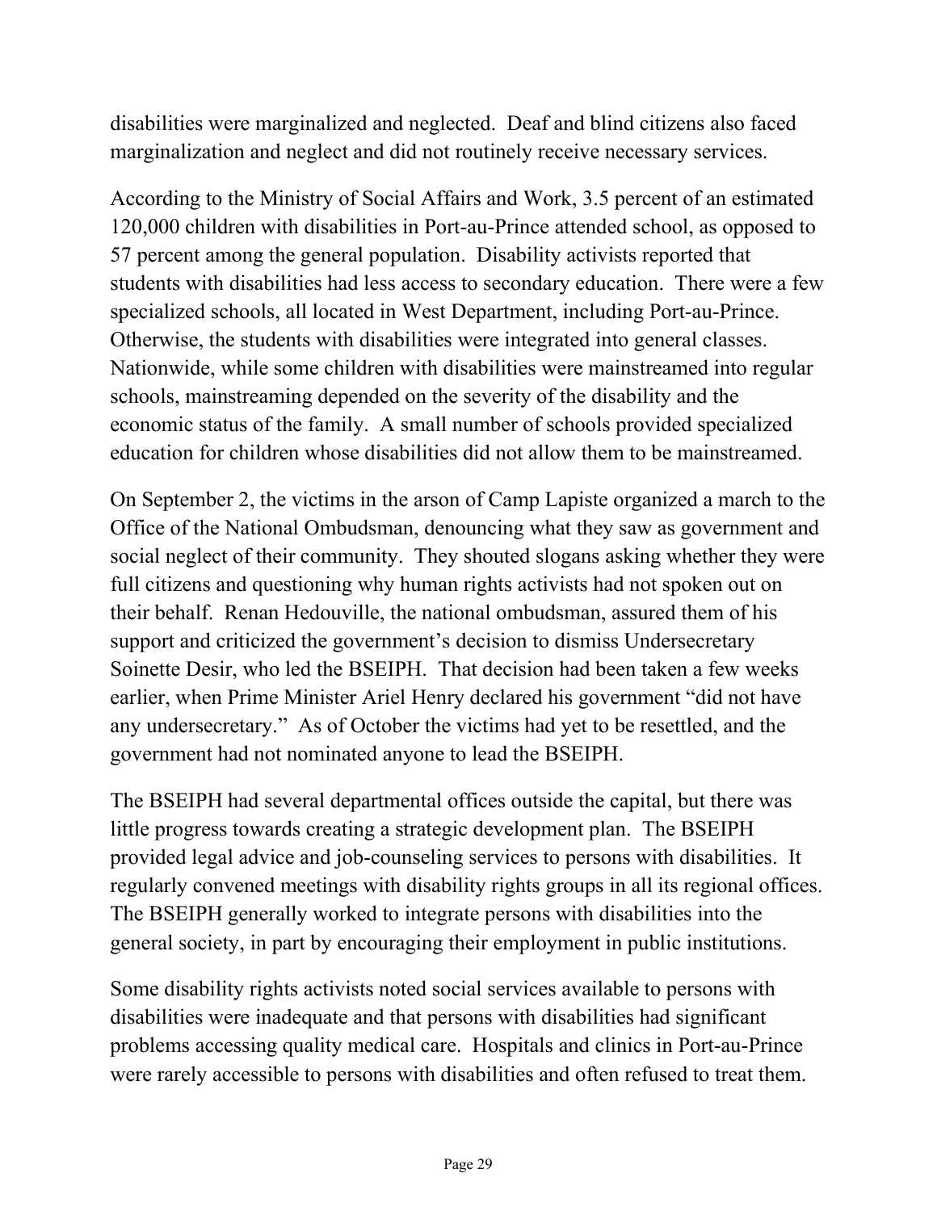disabilities were marginalized and neglected. Deaf and blind citizens also faced marginalization and neglect and did not routinely receive necessary services.

According to the Ministry of Social Affairs and Work, 3.5 percent of an estimated 120,000 children with disabilities in Port-au-Prince attended school, as opposed to 57 percent among the general population. Disability activists reported that students with disabilities had less access to secondary education. There were a few specialized schools, all located in West Department, including Port-au-Prince. Otherwise, the students with disabilities were integrated into general classes. Nationwide, while some children with disabilities were mainstreamed into regular schools, mainstreaming depended on the severity of the disability and the economic status of the family. A small number of schools provided specialized education for children whose disabilities did not allow them to be mainstreamed.

On September 2, the victims in the arson of Camp Lapiste organized a march to the Office of the National Ombudsman, denouncing what they saw as government and social neglect of their community. They shouted slogans asking whether they were full citizens and questioning why human rights activists had not spoken out on their behalf. Renan Hedouville, the national ombudsman, assured them of his support and criticized the government's decision to dismiss Undersecretary Soinette Desir, who led the BSEIPH. That decision had been taken a few weeks earlier, when Prime Minister Ariel Henry declared his government "did not have any undersecretary." As of October the victims had yet to be resettled, and the government had not nominated anyone to lead the BSEIPH.

The BSEIPH had several departmental offices outside the capital, but there was little progress towards creating a strategic development plan. The BSEIPH provided legal advice and job-counseling services to persons with disabilities. It regularly convened meetings with disability rights groups in all its regional offices. The BSEIPH generally worked to integrate persons with disabilities into the general society, in part by encouraging their employment in public institutions.

Some disability rights activists noted social services available to persons with disabilities were inadequate and that persons with disabilities had significant problems accessing quality medical care. Hospitals and clinics in Port-au-Prince were rarely accessible to persons with disabilities and often refused to treat them.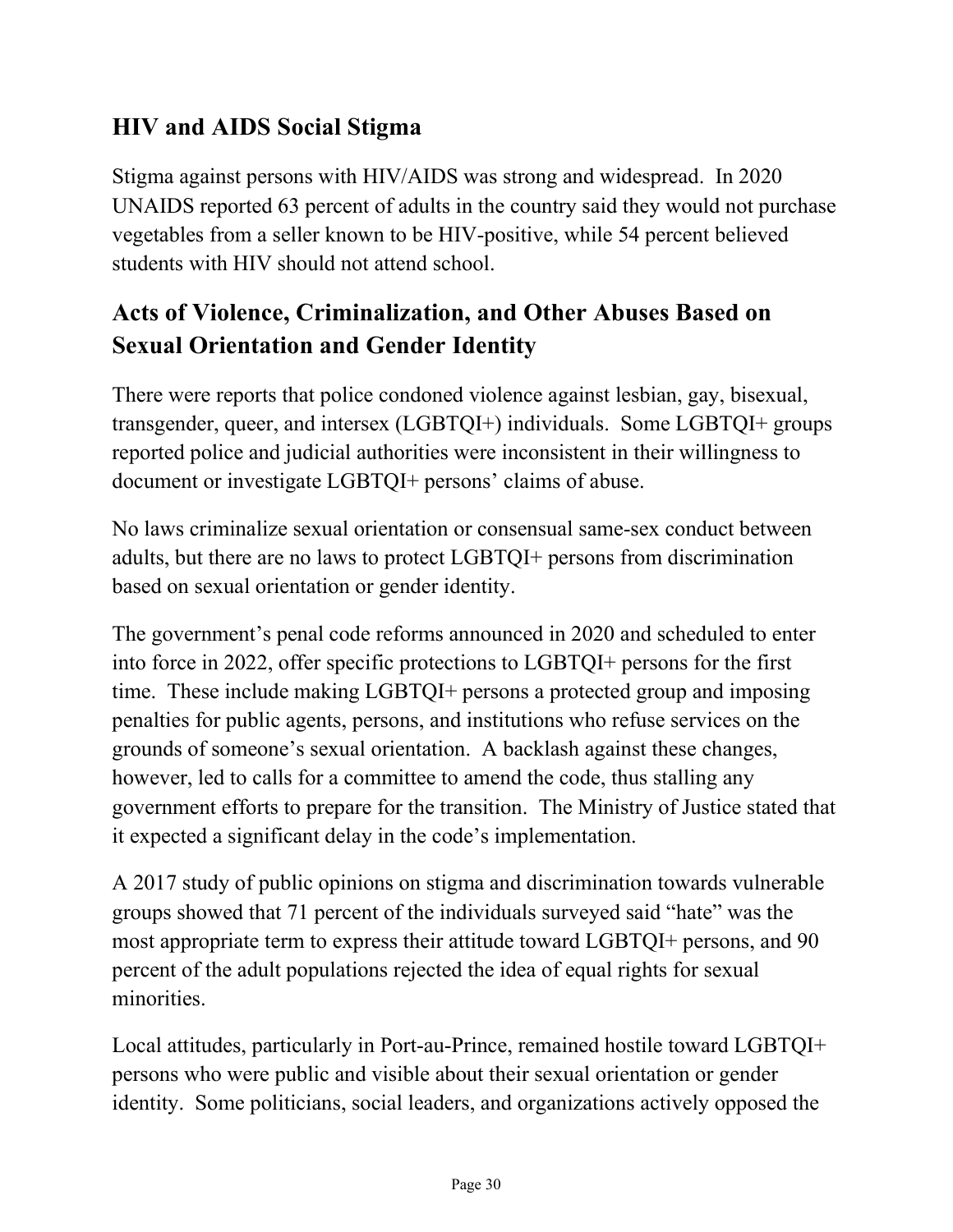## HIV and AIDS Social Stigma

Stigma against persons with HIV/AIDS was strong and widespread. In 2020 UNAIDS reported 63 percent of adults in the country said they would not purchase vegetables from a seller known to be HIV-positive, while 54 percent believed students with HIV should not attend school.

## Acts of Violence, Criminalization, and Other Abuses Based on Sexual Orientation and Gender Identity

There were reports that police condoned violence against lesbian, gay, bisexual, transgender, queer, and intersex (LGBTQI+) individuals. Some LGBTQI+ groups reported police and judicial authorities were inconsistent in their willingness to document or investigate LGBTQI+ persons' claims of abuse.

No laws criminalize sexual orientation or consensual same-sex conduct between adults, but there are no laws to protect LGBTQI+ persons from discrimination based on sexual orientation or gender identity.

The government's penal code reforms announced in 2020 and scheduled to enter into force in 2022, offer specific protections to LGBTQI+ persons for the first time. These include making LGBTQI+ persons a protected group and imposing penalties for public agents, persons, and institutions who refuse services on the grounds of someone's sexual orientation. A backlash against these changes, however, led to calls for a committee to amend the code, thus stalling any government efforts to prepare for the transition. The Ministry of Justice stated that it expected a significant delay in the code's implementation.

A 2017 study of public opinions on stigma and discrimination towards vulnerable groups showed that 71 percent of the individuals surveyed said "hate" was the most appropriate term to express their attitude toward LGBTQI+ persons, and 90 percent of the adult populations rejected the idea of equal rights for sexual minorities.

Local attitudes, particularly in Port-au-Prince, remained hostile toward LGBTQI+ persons who were public and visible about their sexual orientation or gender identity. Some politicians, social leaders, and organizations actively opposed the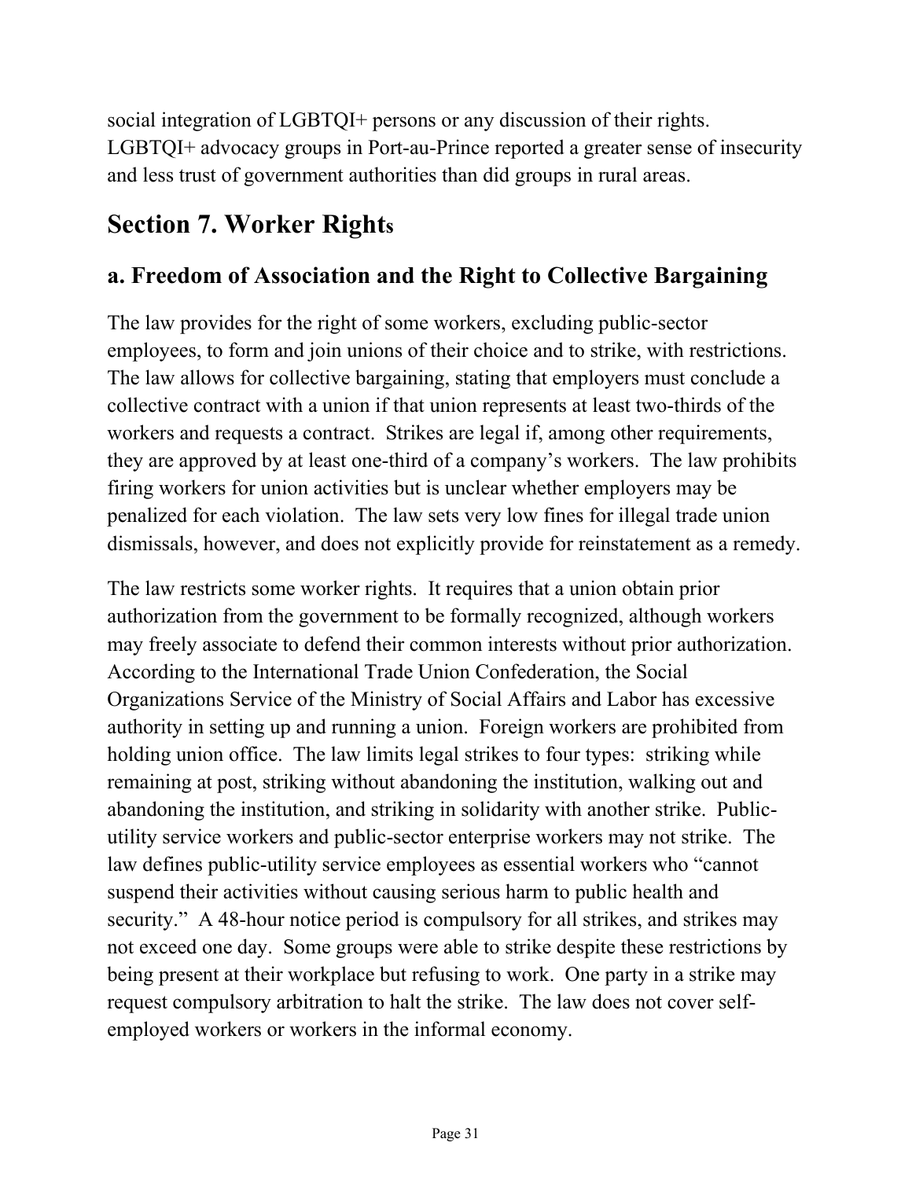social integration of LGBTQI+ persons or any discussion of their rights. LGBTQI+ advocacy groups in Port-au-Prince reported a greater sense of insecurity and less trust of government authorities than did groups in rural areas.

## Section 7. Worker Rights

### a. Freedom of Association and the Right to Collective Bargaining

The law provides for the right of some workers, excluding public-sector employees, to form and join unions of their choice and to strike, with restrictions. The law allows for collective bargaining, stating that employers must conclude a collective contract with a union if that union represents at least two-thirds of the workers and requests a contract. Strikes are legal if, among other requirements, they are approved by at least one-third of a company's workers. The law prohibits firing workers for union activities but is unclear whether employers may be penalized for each violation. The law sets very low fines for illegal trade union dismissals, however, and does not explicitly provide for reinstatement as a remedy.

The law restricts some worker rights. It requires that a union obtain prior authorization from the government to be formally recognized, although workers may freely associate to defend their common interests without prior authorization. According to the International Trade Union Confederation, the Social Organizations Service of the Ministry of Social Affairs and Labor has excessive authority in setting up and running a union. Foreign workers are prohibited from holding union office. The law limits legal strikes to four types: striking while remaining at post, striking without abandoning the institution, walking out and abandoning the institution, and striking in solidarity with another strike. Public-utility service workers and public-sector enterprise workers may not strike. The law defines public-utility service employees as essential workers who "cannot suspend their activities without causing serious harm to public health and security." A 48-hour notice period is compulsory for all strikes, and strikes may not exceed one day. Some groups were able to strike despite these restrictions by being present at their workplace but refusing to work. One party in a strike may request compulsory arbitration to halt the strike. The law does not cover self-employed workers or workers in the informal economy.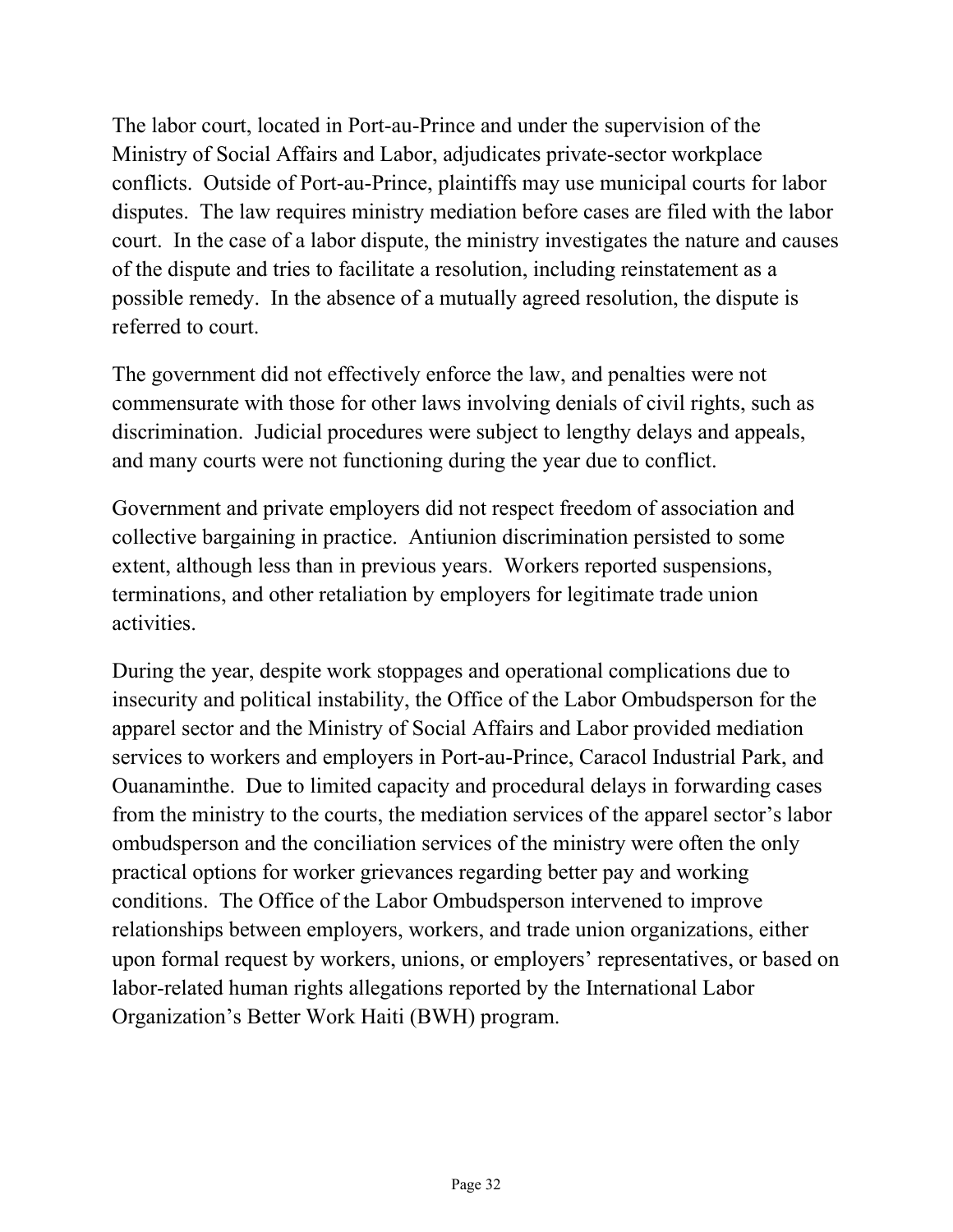The labor court, located in Port-au-Prince and under the supervision of the Ministry of Social Affairs and Labor, adjudicates private-sector workplace conflicts. Outside of Port-au-Prince, plaintiffs may use municipal courts for labor disputes. The law requires ministry mediation before cases are filed with the labor court. In the case of a labor dispute, the ministry investigates the nature and causes of the dispute and tries to facilitate a resolution, including reinstatement as a possible remedy. In the absence of a mutually agreed resolution, the dispute is referred to court.

The government did not effectively enforce the law, and penalties were not commensurate with those for other laws involving denials of civil rights, such as discrimination. Judicial procedures were subject to lengthy delays and appeals, and many courts were not functioning during the year due to conflict.

Government and private employers did not respect freedom of association and collective bargaining in practice. Antiunion discrimination persisted to some extent, although less than in previous years. Workers reported suspensions, terminations, and other retaliation by employers for legitimate trade union activities.

During the year, despite work stoppages and operational complications due to insecurity and political instability, the Office of the Labor Ombudsperson for the apparel sector and the Ministry of Social Affairs and Labor provided mediation services to workers and employers in Port-au-Prince, Caracol Industrial Park, and Ouanaminthe. Due to limited capacity and procedural delays in forwarding cases from the ministry to the courts, the mediation services of the apparel sector's labor ombudsperson and the conciliation services of the ministry were often the only practical options for worker grievances regarding better pay and working conditions. The Office of the Labor Ombudsperson intervened to improve relationships between employers, workers, and trade union organizations, either upon formal request by workers, unions, or employers' representatives, or based on labor-related human rights allegations reported by the International Labor Organization's Better Work Haiti (BWH) program.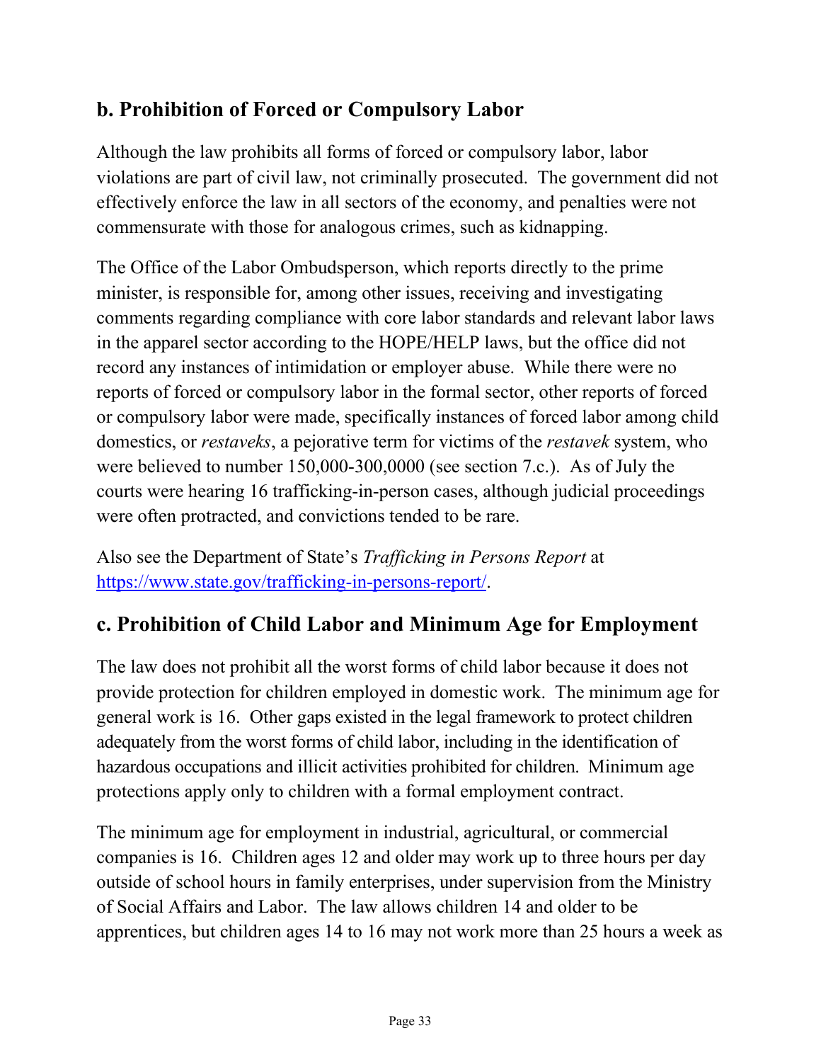## b. Prohibition of Forced or Compulsory Labor

Although the law prohibits all forms of forced or compulsory labor, labor violations are part of civil law, not criminally prosecuted. The government did not effectively enforce the law in all sectors of the economy, and penalties were not commensurate with those for analogous crimes, such as kidnapping.

The Office of the Labor Ombudsperson, which reports directly to the prime minister, is responsible for, among other issues, receiving and investigating comments regarding compliance with core labor standards and relevant labor laws in the apparel sector according to the HOPE/HELP laws, but the office did not record any instances of intimidation or employer abuse. While there were no reports of forced or compulsory labor in the formal sector, other reports of forced or compulsory labor were made, specifically instances of forced labor among child domestics, or *restaveks*, a pejorative term for victims of the *restavek* system, who were believed to number 150,000-300,0000 (see section 7.c.). As of July the courts were hearing 16 trafficking-in-person cases, although judicial proceedings were often protracted, and convictions tended to be rare.

Also see the Department of State's *Trafficking in Persons Report* at https://www.state.gov/trafficking-in-persons-report/.

## c. Prohibition of Child Labor and Minimum Age for Employment

The law does not prohibit all the worst forms of child labor because it does not provide protection for children employed in domestic work. The minimum age for general work is 16. Other gaps existed in the legal framework to protect children adequately from the worst forms of child labor, including in the identification of hazardous occupations and illicit activities prohibited for children. Minimum age protections apply only to children with a formal employment contract.

The minimum age for employment in industrial, agricultural, or commercial companies is 16. Children ages 12 and older may work up to three hours per day outside of school hours in family enterprises, under supervision from the Ministry of Social Affairs and Labor. The law allows children 14 and older to be apprentices, but children ages 14 to 16 may not work more than 25 hours a week as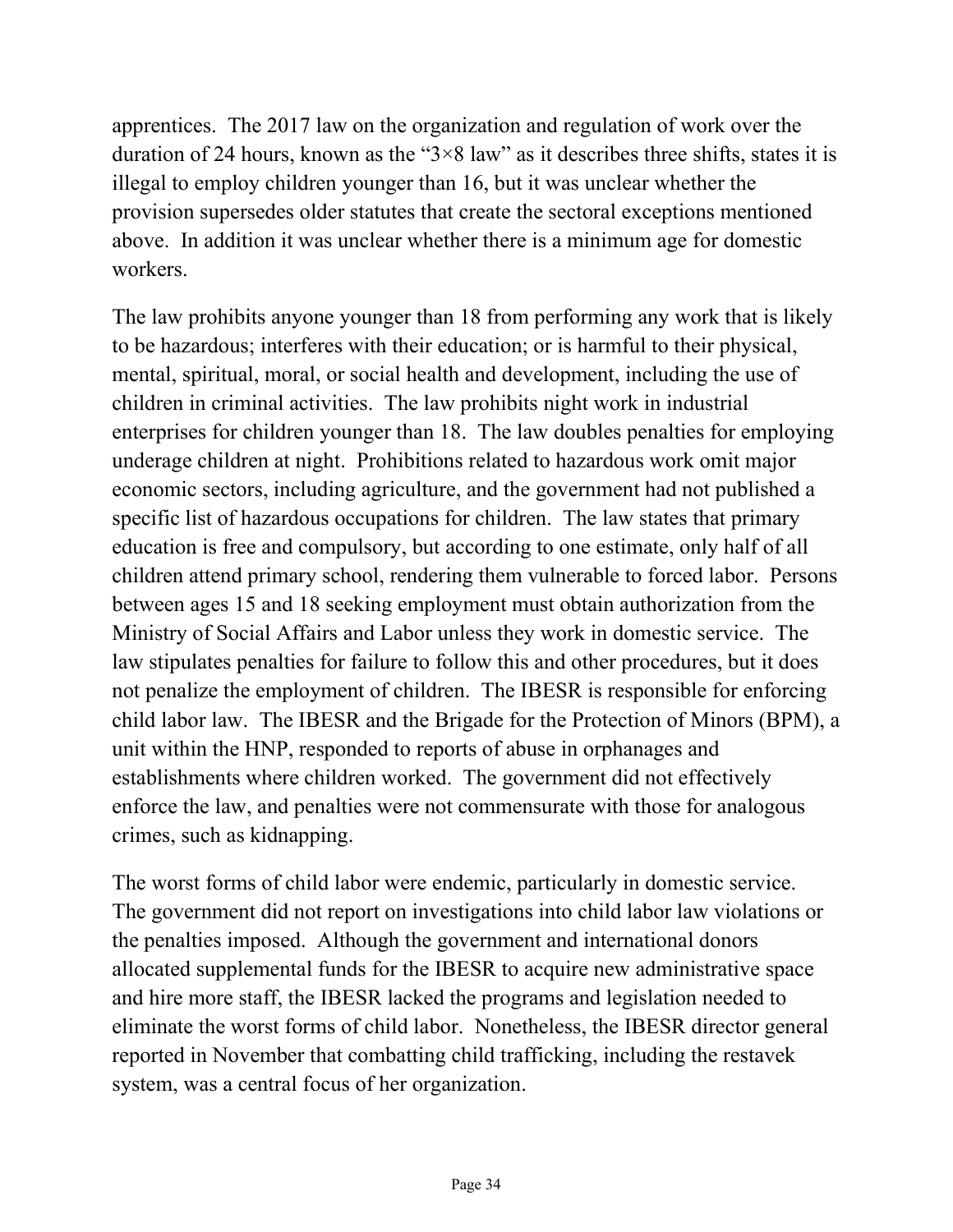apprentices. The 2017 law on the organization and regulation of work over the duration of 24 hours, known as the “3×8 law” as it describes three shifts, states it is illegal to employ children younger than 16, but it was unclear whether the provision supersedes older statutes that create the sectoral exceptions mentioned above. In addition it was unclear whether there is a minimum age for domestic workers.

The law prohibits anyone younger than 18 from performing any work that is likely to be hazardous; interferes with their education; or is harmful to their physical, mental, spiritual, moral, or social health and development, including the use of children in criminal activities. The law prohibits night work in industrial enterprises for children younger than 18. The law doubles penalties for employing underage children at night. Prohibitions related to hazardous work omit major economic sectors, including agriculture, and the government had not published a specific list of hazardous occupations for children. The law states that primary education is free and compulsory, but according to one estimate, only half of all children attend primary school, rendering them vulnerable to forced labor. Persons between ages 15 and 18 seeking employment must obtain authorization from the Ministry of Social Affairs and Labor unless they work in domestic service. The law stipulates penalties for failure to follow this and other procedures, but it does not penalize the employment of children. The IBESR is responsible for enforcing child labor law. The IBESR and the Brigade for the Protection of Minors (BPM), a unit within the HNP, responded to reports of abuse in orphanages and establishments where children worked. The government did not effectively enforce the law, and penalties were not commensurate with those for analogous crimes, such as kidnapping.

The worst forms of child labor were endemic, particularly in domestic service. The government did not report on investigations into child labor law violations or the penalties imposed. Although the government and international donors allocated supplemental funds for the IBESR to acquire new administrative space and hire more staff, the IBESR lacked the programs and legislation needed to eliminate the worst forms of child labor. Nonetheless, the IBESR director general reported in November that combatting child trafficking, including the restavek system, was a central focus of her organization.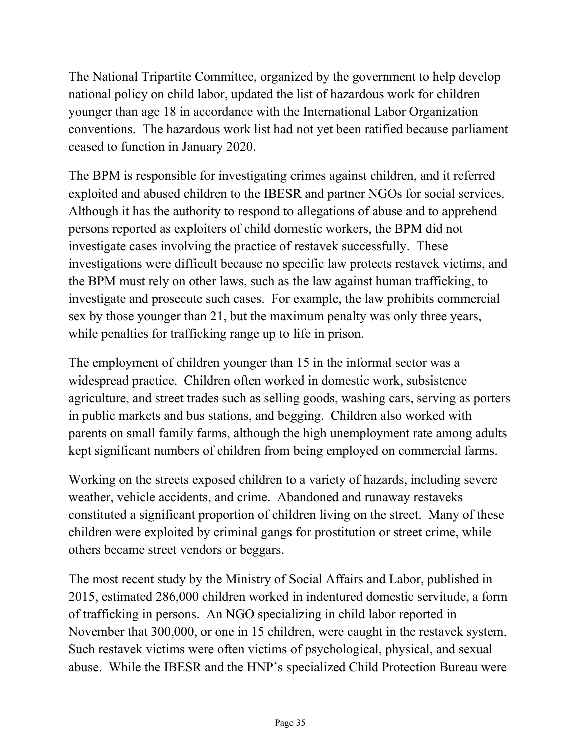The National Tripartite Committee, organized by the government to help develop national policy on child labor, updated the list of hazardous work for children younger than age 18 in accordance with the International Labor Organization conventions. The hazardous work list had not yet been ratified because parliament ceased to function in January 2020.

The BPM is responsible for investigating crimes against children, and it referred exploited and abused children to the IBESR and partner NGOs for social services. Although it has the authority to respond to allegations of abuse and to apprehend persons reported as exploiters of child domestic workers, the BPM did not investigate cases involving the practice of restavek successfully. These investigations were difficult because no specific law protects restavek victims, and the BPM must rely on other laws, such as the law against human trafficking, to investigate and prosecute such cases. For example, the law prohibits commercial sex by those younger than 21, but the maximum penalty was only three years, while penalties for trafficking range up to life in prison.

The employment of children younger than 15 in the informal sector was a widespread practice. Children often worked in domestic work, subsistence agriculture, and street trades such as selling goods, washing cars, serving as porters in public markets and bus stations, and begging. Children also worked with parents on small family farms, although the high unemployment rate among adults kept significant numbers of children from being employed on commercial farms.

Working on the streets exposed children to a variety of hazards, including severe weather, vehicle accidents, and crime. Abandoned and runaway restaveks constituted a significant proportion of children living on the street. Many of these children were exploited by criminal gangs for prostitution or street crime, while others became street vendors or beggars.

The most recent study by the Ministry of Social Affairs and Labor, published in 2015, estimated 286,000 children worked in indentured domestic servitude, a form of trafficking in persons. An NGO specializing in child labor reported in November that 300,000, or one in 15 children, were caught in the restavek system. Such restavek victims were often victims of psychological, physical, and sexual abuse. While the IBESR and the HNP's specialized Child Protection Bureau were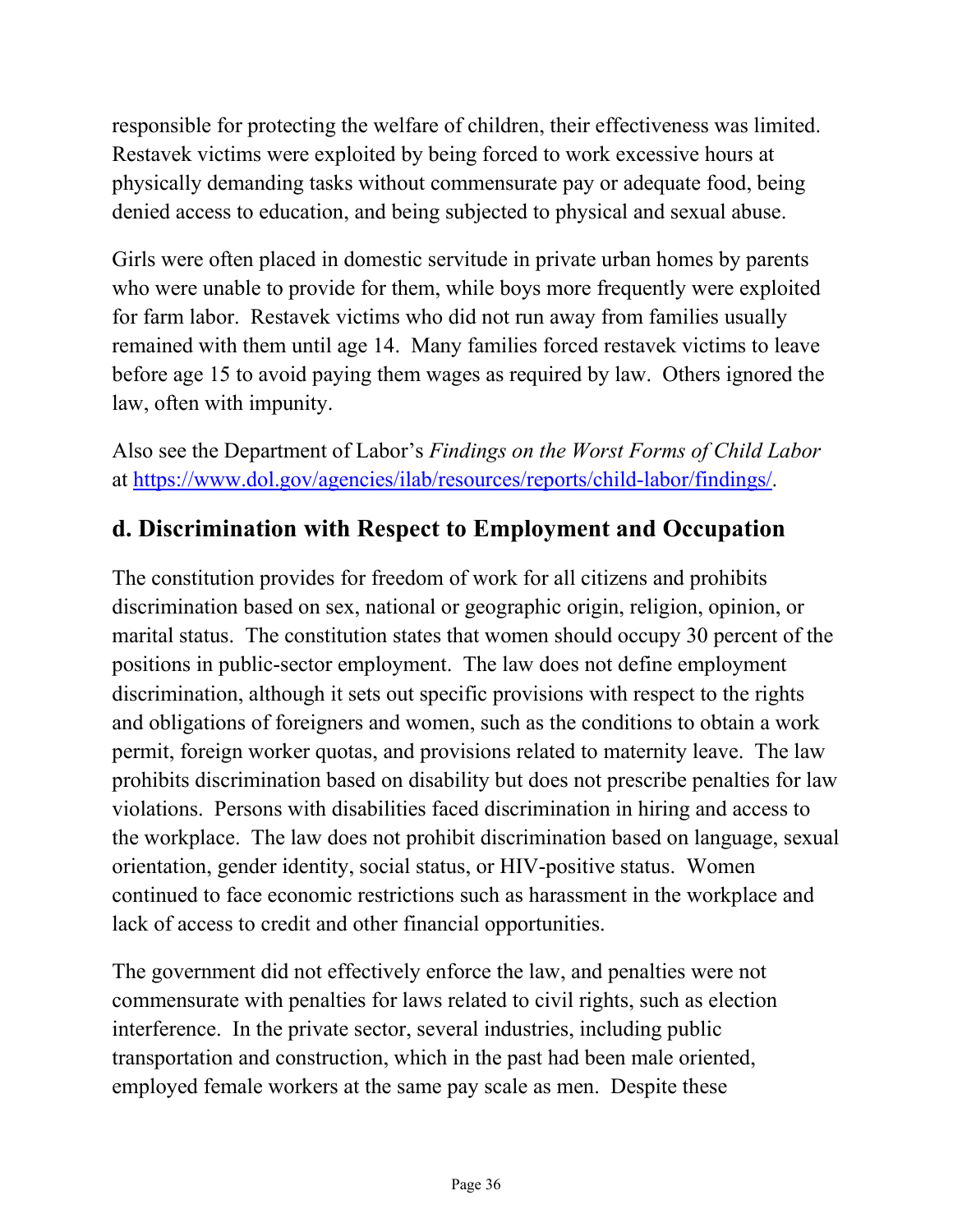responsible for protecting the welfare of children, their effectiveness was limited. Restavek victims were exploited by being forced to work excessive hours at physically demanding tasks without commensurate pay or adequate food, being denied access to education, and being subjected to physical and sexual abuse.

Girls were often placed in domestic servitude in private urban homes by parents who were unable to provide for them, while boys more frequently were exploited for farm labor. Restavek victims who did not run away from families usually remained with them until age 14. Many families forced restavek victims to leave before age 15 to avoid paying them wages as required by law. Others ignored the law, often with impunity.

Also see the Department of Labor's *Findings on the Worst Forms of Child Labor* at [https://www.dol.gov/agencies/ilab/resources/reports/child-labor/findings/](https://www.dol.gov/agencies/ilab/resources/reports/child-labor/findings/).

## d. Discrimination with Respect to Employment and Occupation

The constitution provides for freedom of work for all citizens and prohibits discrimination based on sex, national or geographic origin, religion, opinion, or marital status. The constitution states that women should occupy 30 percent of the positions in public-sector employment. The law does not define employment discrimination, although it sets out specific provisions with respect to the rights and obligations of foreigners and women, such as the conditions to obtain a work permit, foreign worker quotas, and provisions related to maternity leave. The law prohibits discrimination based on disability but does not prescribe penalties for law violations. Persons with disabilities faced discrimination in hiring and access to the workplace. The law does not prohibit discrimination based on language, sexual orientation, gender identity, social status, or HIV-positive status. Women continued to face economic restrictions such as harassment in the workplace and lack of access to credit and other financial opportunities.

The government did not effectively enforce the law, and penalties were not commensurate with penalties for laws related to civil rights, such as election interference. In the private sector, several industries, including public transportation and construction, which in the past had been male oriented, employed female workers at the same pay scale as men. Despite these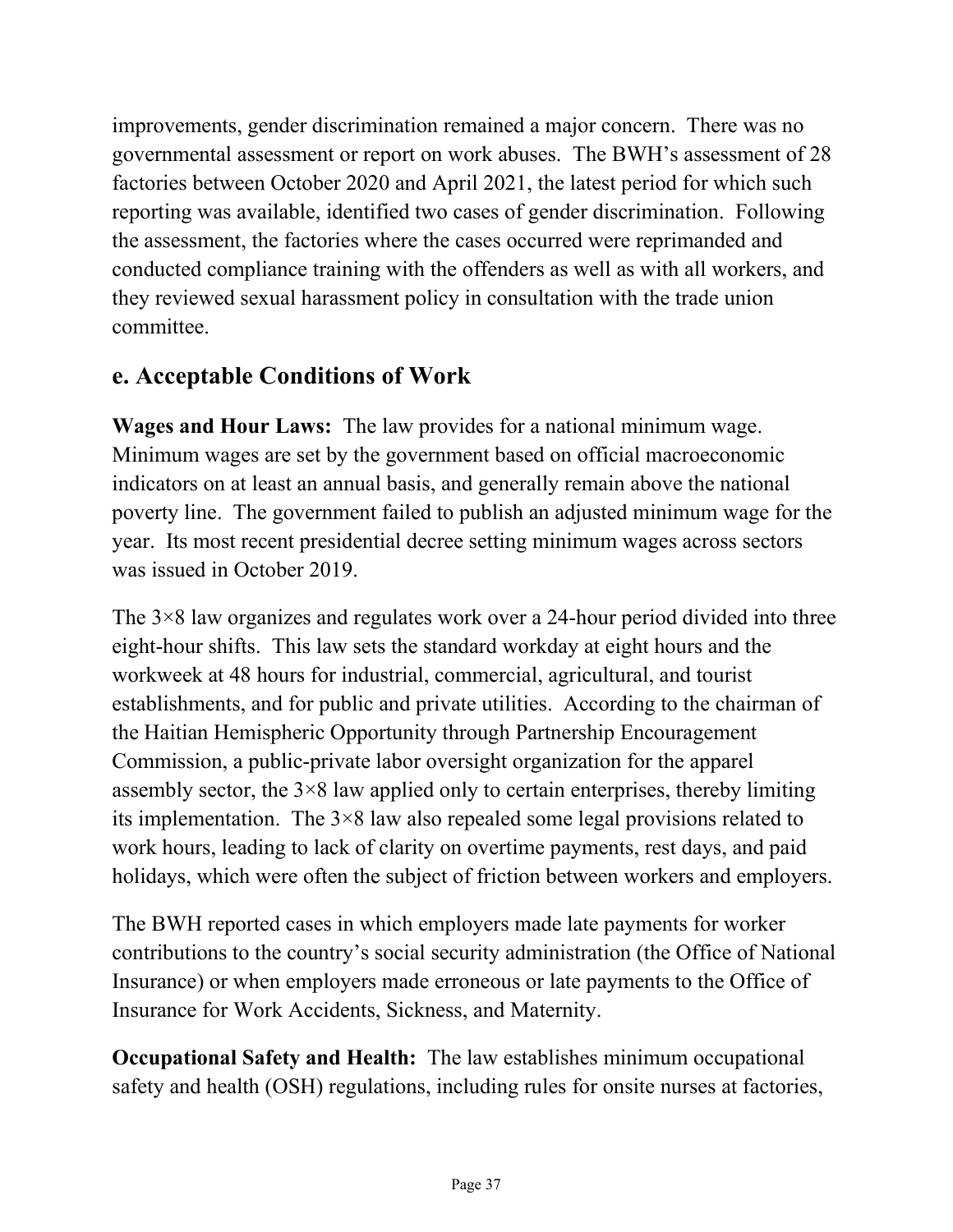improvements, gender discrimination remained a major concern. There was no governmental assessment or report on work abuses. The BWH's assessment of 28 factories between October 2020 and April 2021, the latest period for which such reporting was available, identified two cases of gender discrimination. Following the assessment, the factories where the cases occurred were reprimanded and conducted compliance training with the offenders as well as with all workers, and they reviewed sexual harassment policy in consultation with the trade union committee.

## e. Acceptable Conditions of Work

**Wages and Hour Laws:** The law provides for a national minimum wage. Minimum wages are set by the government based on official macroeconomic indicators on at least an annual basis, and generally remain above the national poverty line. The government failed to publish an adjusted minimum wage for the year. Its most recent presidential decree setting minimum wages across sectors was issued in October 2019.

The 3×8 law organizes and regulates work over a 24-hour period divided into three eight-hour shifts. This law sets the standard workday at eight hours and the workweek at 48 hours for industrial, commercial, agricultural, and tourist establishments, and for public and private utilities. According to the chairman of the Haitian Hemispheric Opportunity through Partnership Encouragement Commission, a public-private labor oversight organization for the apparel assembly sector, the 3×8 law applied only to certain enterprises, thereby limiting its implementation. The 3×8 law also repealed some legal provisions related to work hours, leading to lack of clarity on overtime payments, rest days, and paid holidays, which were often the subject of friction between workers and employers.

The BWH reported cases in which employers made late payments for worker contributions to the country's social security administration (the Office of National Insurance) or when employers made erroneous or late payments to the Office of Insurance for Work Accidents, Sickness, and Maternity.

**Occupational Safety and Health:** The law establishes minimum occupational safety and health (OSH) regulations, including rules for onsite nurses at factories,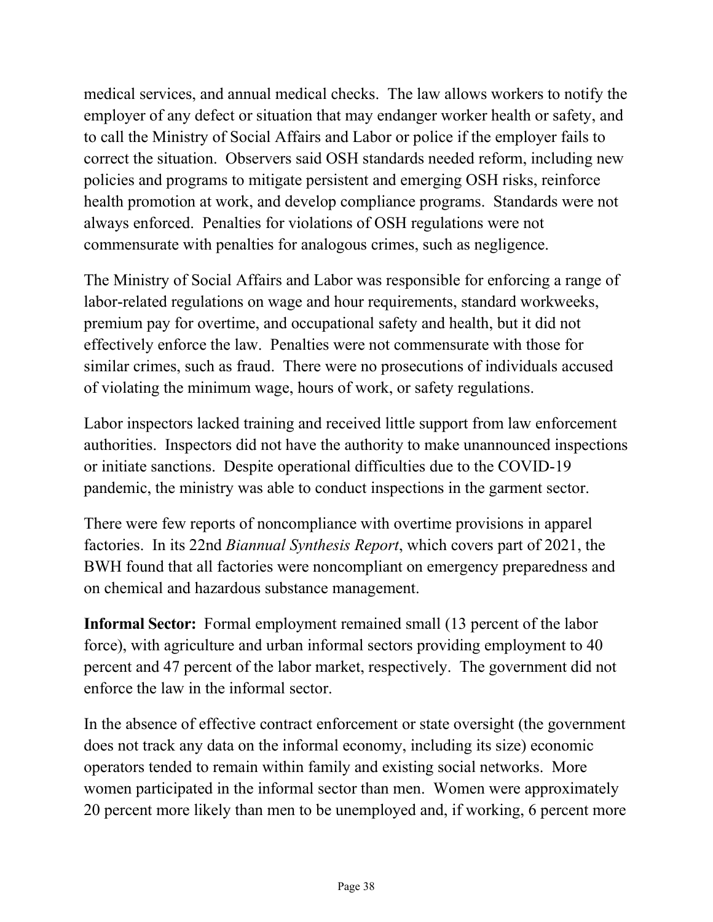medical services, and annual medical checks. The law allows workers to notify the employer of any defect or situation that may endanger worker health or safety, and to call the Ministry of Social Affairs and Labor or police if the employer fails to correct the situation. Observers said OSH standards needed reform, including new policies and programs to mitigate persistent and emerging OSH risks, reinforce health promotion at work, and develop compliance programs. Standards were not always enforced. Penalties for violations of OSH regulations were not commensurate with penalties for analogous crimes, such as negligence.

The Ministry of Social Affairs and Labor was responsible for enforcing a range of labor-related regulations on wage and hour requirements, standard workweeks, premium pay for overtime, and occupational safety and health, but it did not effectively enforce the law. Penalties were not commensurate with those for similar crimes, such as fraud. There were no prosecutions of individuals accused of violating the minimum wage, hours of work, or safety regulations.

Labor inspectors lacked training and received little support from law enforcement authorities. Inspectors did not have the authority to make unannounced inspections or initiate sanctions. Despite operational difficulties due to the COVID-19 pandemic, the ministry was able to conduct inspections in the garment sector.

There were few reports of noncompliance with overtime provisions in apparel factories. In its 22nd *Biannual Synthesis Report*, which covers part of 2021, the BWH found that all factories were noncompliant on emergency preparedness and on chemical and hazardous substance management.

**Informal Sector:** Formal employment remained small (13 percent of the labor force), with agriculture and urban informal sectors providing employment to 40 percent and 47 percent of the labor market, respectively. The government did not enforce the law in the informal sector.

In the absence of effective contract enforcement or state oversight (the government does not track any data on the informal economy, including its size) economic operators tended to remain within family and existing social networks. More women participated in the informal sector than men. Women were approximately 20 percent more likely than men to be unemployed and, if working, 6 percent more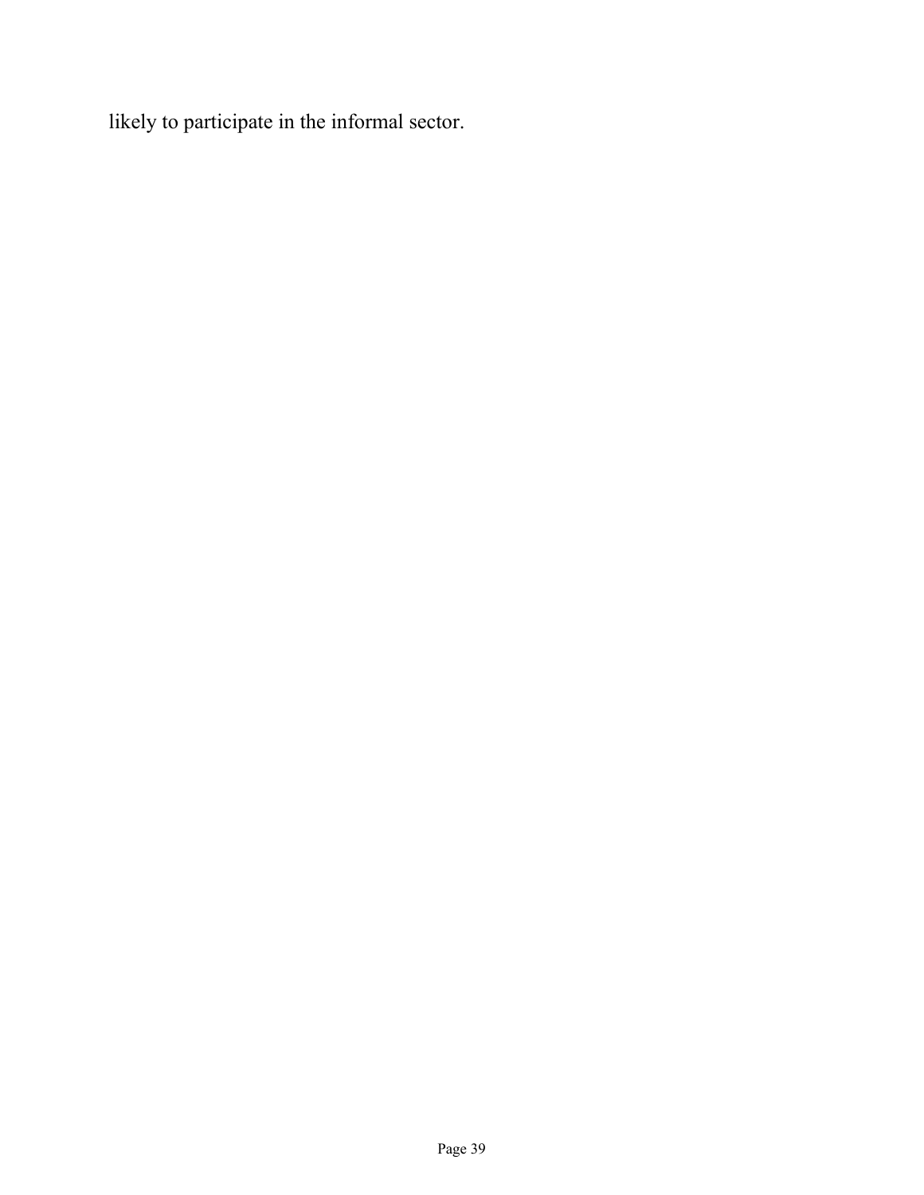likely to participate in the informal sector.